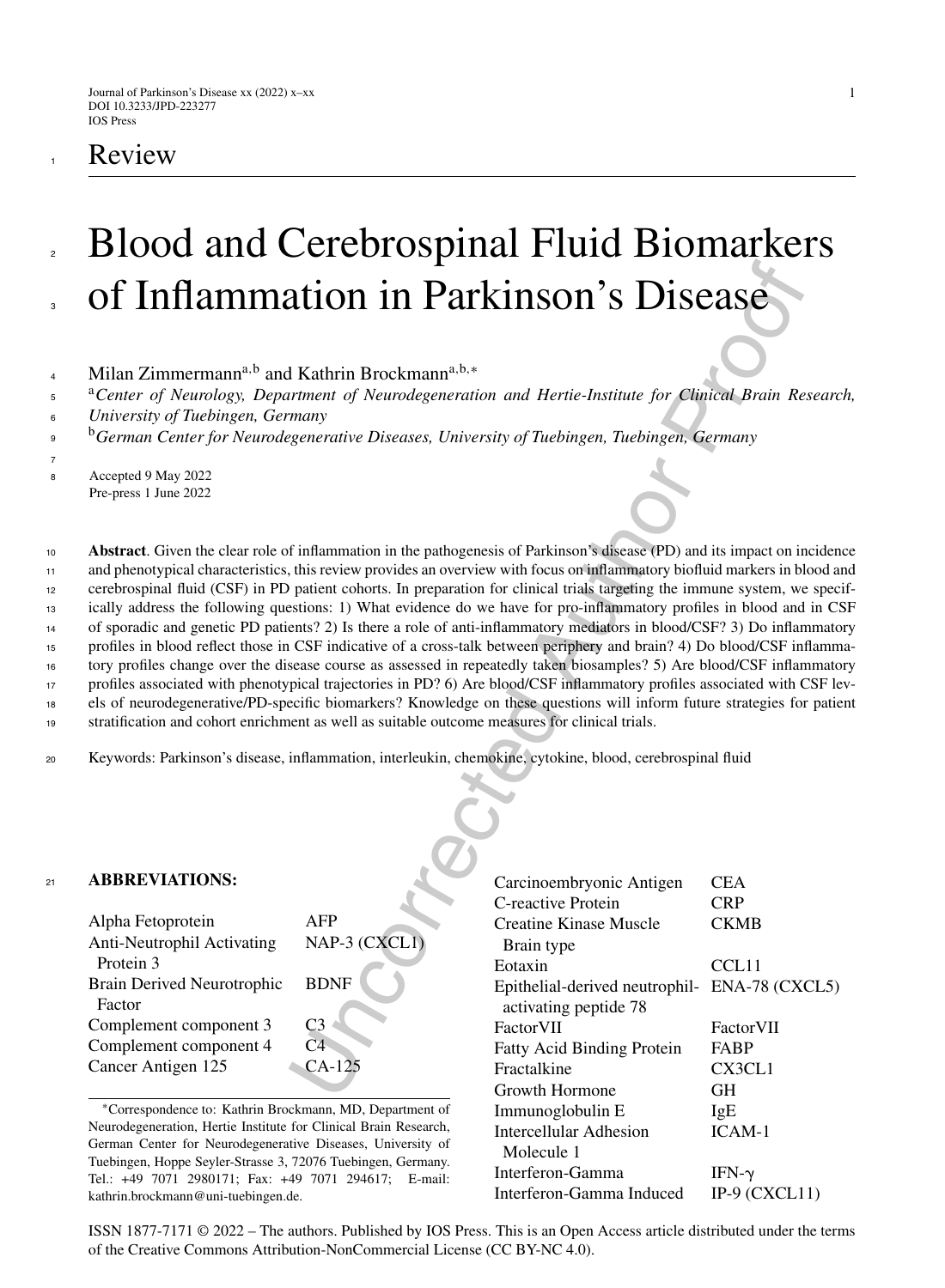Review

# Blood and Cerebrospinal Fluid Biomarkers of Inflammation in Parkinson's Disease

Milan Zimmermann[a,b] and Kathrin Brockmann[a,b,*]

[a]*Center of Neurology, Department of Neurodegeneration and Hertie-Institute for Clinical Brain Research, University of Tuebingen, Germany*

[b]*German Center for Neurodegenerative Diseases, University of Tuebingen, Tuebingen, Germany*

Accepted 9 May 2022
Pre-press 1 June 2022

**Abstract**. Given the clear role of inflammation in the pathogenesis of Parkinson's disease (PD) and its impact on incidence and phenotypical characteristics, this review provides an overview with focus on inflammatory biofluid markers in blood and cerebrospinal fluid (CSF) in PD patient cohorts. In preparation for clinical trials targeting the immune system, we specifically address the following questions: 1) What evidence do we have for pro-inflammatory profiles in blood and in CSF of sporadic and genetic PD patients? 2) Is there a role of anti-inflammatory mediators in blood/CSF? 3) Do inflammatory profiles in blood reflect those in CSF indicative of a cross-talk between periphery and brain? 4) Do blood/CSF inflammatory profiles change over the disease course as assessed in repeatedly taken biosamples? 5) Are blood/CSF inflammatory profiles associated with phenotypical trajectories in PD? 6) Are blood/CSF inflammatory profiles associated with CSF levels of neurodegenerative/PD-specific biomarkers? Knowledge on these questions will inform future strategies for patient stratification and cohort enrichment as well as suitable outcome measures for clinical trials.

Keywords: Parkinson's disease, inflammation, interleukin, chemokine, cytokine, blood, cerebrospinal fluid

## ABBREVIATIONS:

| | |
|---|---|
| Alpha Fetoprotein | AFP |
| Anti-Neutrophil Activating Protein 3 | NAP-3 (CXCL1) |
| Brain Derived Neurotrophic Factor | BDNF |
| Complement component 3 | C3 |
| Complement component 4 | C4 |
| Cancer Antigen 125 | CA-125 |
| Carcinoembryonic Antigen | CEA |
| C-reactive Protein | CRP |
| Creatine Kinase Muscle Brain type | CKMB |
| Eotaxin | CCL11 |
| Epithelial-derived neutrophil-activating peptide 78 | ENA-78 (CXCL5) |
| FactorVII | FactorVII |
| Fatty Acid Binding Protein | FABP |
| Fractalkine | CX3CL1 |
| Growth Hormone | GH |
| Immunoglobulin E | IgE |
| Intercellular Adhesion Molecule 1 | ICAM-1 |
| Interferon-Gamma | IFN-γ |
| Interferon-Gamma Induced | IP-9 (CXCL11) |

*Correspondence to: Kathrin Brockmann, MD, Department of Neurodegeneration, Hertie Institute for Clinical Brain Research, German Center for Neurodegenerative Diseases, University of Tuebingen, Hoppe Seyler-Strasse 3, 72076 Tuebingen, Germany. Tel.: +49 7071 2980171; Fax: +49 7071 294617; E-mail: kathrin.brockmann@uni-tuebingen.de.

ISSN 1877-7171 © 2022 – The authors. Published by IOS Press. This is an Open Access article distributed under the terms of the Creative Commons Attribution-NonCommercial License (CC BY-NC 4.0).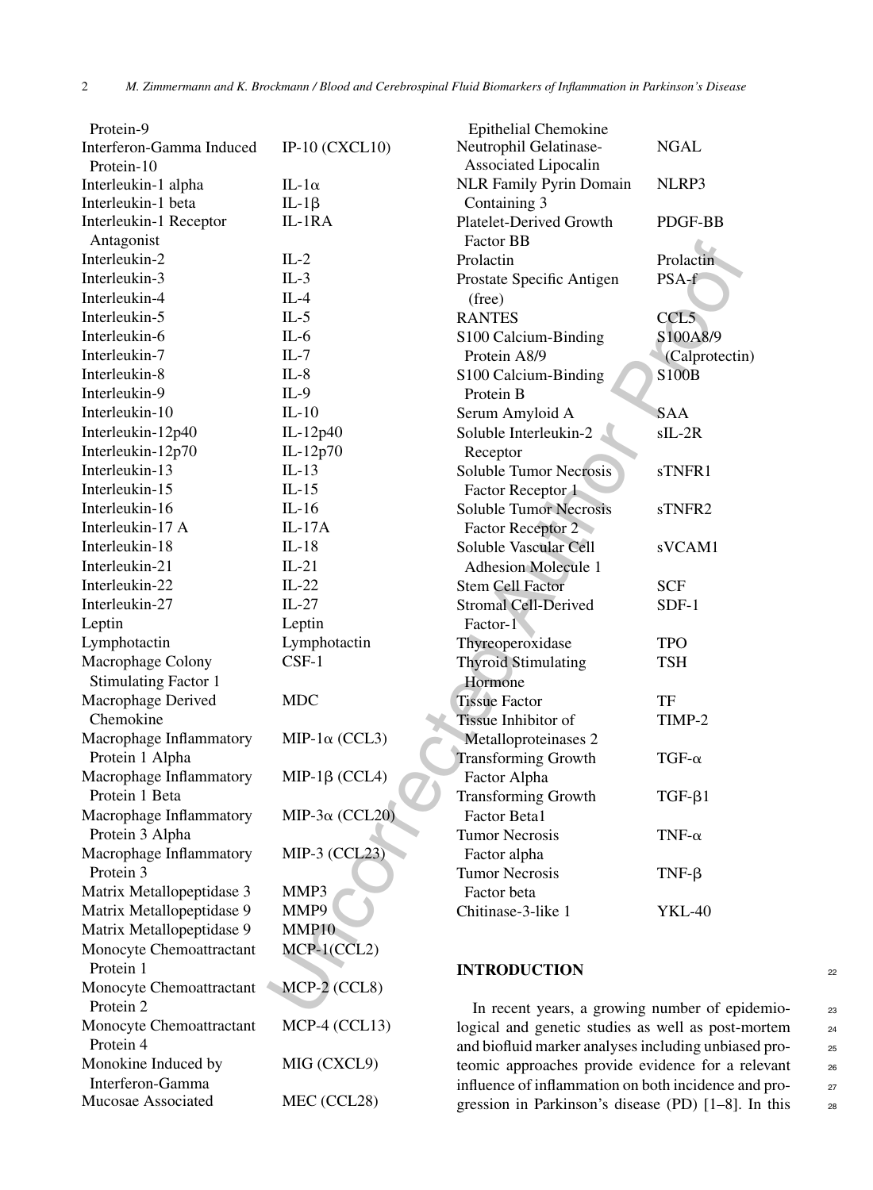| | |
|---|---|
| Protein-9 | |
| Interferon-Gamma Induced Protein-10 | IP-10 (CXCL10) |
| Interleukin-1 alpha | IL-1α |
| Interleukin-1 beta | IL-1β |
| Interleukin-1 Receptor Antagonist | IL-1RA |
| Interleukin-2 | IL-2 |
| Interleukin-3 | IL-3 |
| Interleukin-4 | IL-4 |
| Interleukin-5 | IL-5 |
| Interleukin-6 | IL-6 |
| Interleukin-7 | IL-7 |
| Interleukin-8 | IL-8 |
| Interleukin-9 | IL-9 |
| Interleukin-10 | IL-10 |
| Interleukin-12p40 | IL-12p40 |
| Interleukin-12p70 | IL-12p70 |
| Interleukin-13 | IL-13 |
| Interleukin-15 | IL-15 |
| Interleukin-16 | IL-16 |
| Interleukin-17 A | IL-17A |
| Interleukin-18 | IL-18 |
| Interleukin-21 | IL-21 |
| Interleukin-22 | IL-22 |
| Interleukin-27 | IL-27 |
| Leptin | Leptin |
| Lymphotactin | Lymphotactin |
| Macrophage Colony Stimulating Factor 1 | CSF-1 |
| Macrophage Derived Chemokine | MDC |
| Macrophage Inflammatory Protein 1 Alpha | MIP-1α (CCL3) |
| Macrophage Inflammatory Protein 1 Beta | MIP-1β (CCL4) |
| Macrophage Inflammatory Protein 3 Alpha | MIP-3α (CCL20) |
| Macrophage Inflammatory Protein 3 | MIP-3 (CCL23) |
| Matrix Metallopeptidase 3 | MMP3 |
| Matrix Metallopeptidase 9 | MMP9 |
| Matrix Metallopeptidase 9 | MMP10 |
| Monocyte Chemoattractant Protein 1 | MCP-1(CCL2) |
| Monocyte Chemoattractant Protein 2 | MCP-2 (CCL8) |
| Monocyte Chemoattractant Protein 4 | MCP-4 (CCL13) |
| Monokine Induced by Interferon-Gamma | MIG (CXCL9) |
| Mucosae Associated Epithelial Chemokine | MEC (CCL28) |
| Neutrophil Gelatinase-Associated Lipocalin | NGAL |
| NLR Family Pyrin Domain Containing 3 | NLRP3 |
| Platelet-Derived Growth Factor BB | PDGF-BB |
| Prolactin | Prolactin |
| Prostate Specific Antigen (free) | PSA-f |
| RANTES | CCL5 |
| S100 Calcium-Binding Protein A8/9 | S100A8/9 (Calprotectin) |
| S100 Calcium-Binding Protein B | S100B |
| Serum Amyloid A | SAA |
| Soluble Interleukin-2 Receptor | sIL-2R |
| Soluble Tumor Necrosis Factor Receptor 1 | sTNFR1 |
| Soluble Tumor Necrosis Factor Receptor 2 | sTNFR2 |
| Soluble Vascular Cell Adhesion Molecule 1 | sVCAM1 |
| Stem Cell Factor | SCF |
| Stromal Cell-Derived Factor-1 | SDF-1 |
| Thyreoperoxidase | TPO |
| Thyroid Stimulating Hormone | TSH |
| Tissue Factor | TF |
| Tissue Inhibitor of Metalloproteinases 2 | TIMP-2 |
| Transforming Growth Factor Alpha | TGF-α |
| Transforming Growth Factor Beta1 | TGF-β1 |
| Tumor Necrosis Factor alpha | TNF-α |
| Tumor Necrosis Factor beta | TNF-β |
| Chitinase-3-like 1 | YKL-40 |

## INTRODUCTION

In recent years, a growing number of epidemiological and genetic studies as well as post-mortem and biofluid marker analyses including unbiased proteomic approaches provide evidence for a relevant influence of inflammation on both incidence and progression in Parkinson's disease (PD) [1–8]. In this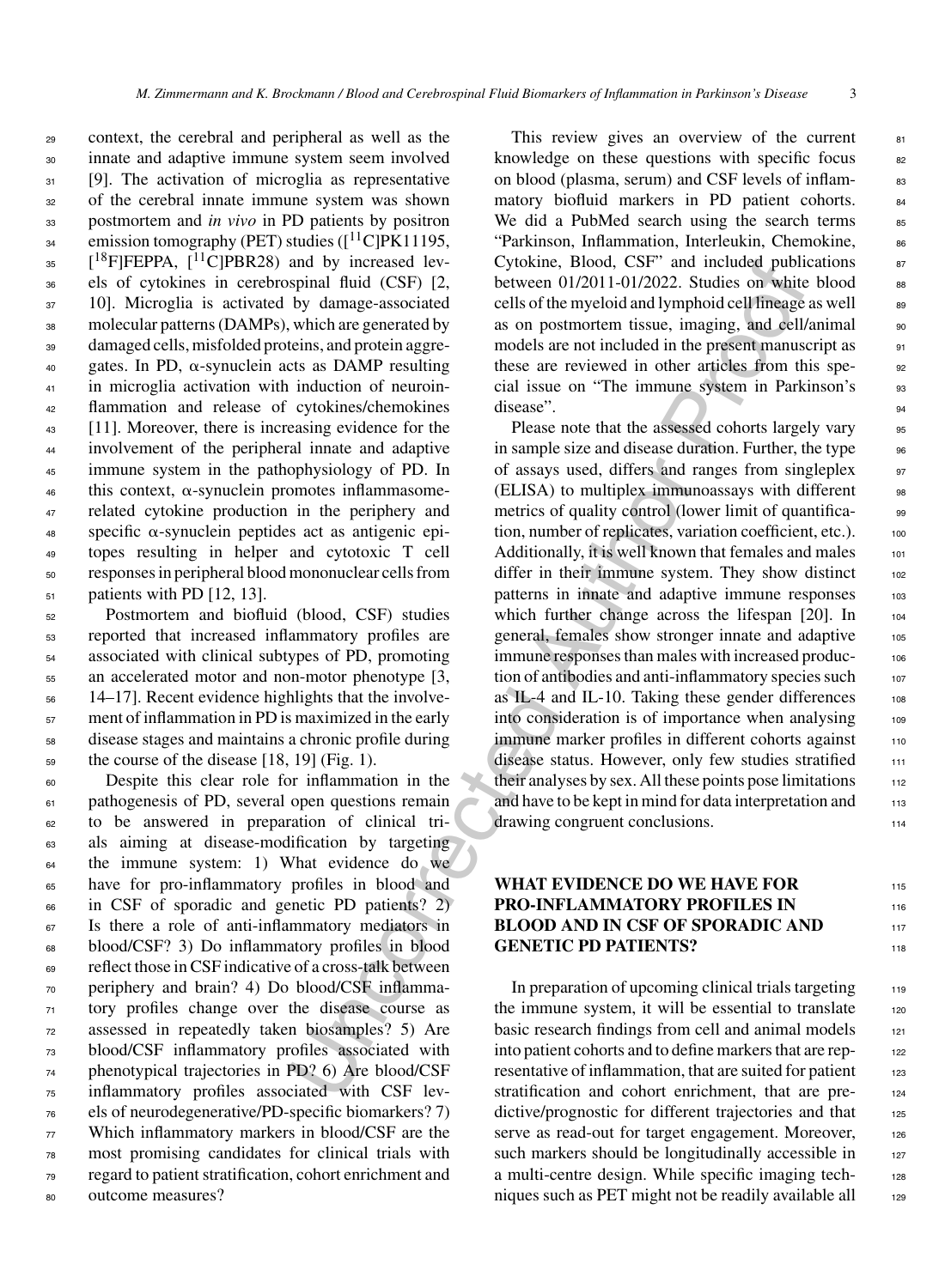context, the cerebral and peripheral as well as the innate and adaptive immune system seem involved [9]. The activation of microglia as representative of the cerebral innate immune system was shown postmortem and *in vivo* in PD patients by positron emission tomography (PET) studies ([$^{11}$C]PK11195, [$^{18}$F]FEPPA, [$^{11}$C]PBR28) and by increased levels of cytokines in cerebrospinal fluid (CSF) [2, 10]. Microglia is activated by damage-associated molecular patterns (DAMPs), which are generated by damaged cells, misfolded proteins, and protein aggregates. In PD, α-synuclein acts as DAMP resulting in microglia activation with induction of neuroinflammation and release of cytokines/chemokines [11]. Moreover, there is increasing evidence for the involvement of the peripheral innate and adaptive immune system in the pathophysiology of PD. In this context, α-synuclein promotes inflammasome-related cytokine production in the periphery and specific α-synuclein peptides act as antigenic epitopes resulting in helper and cytotoxic T cell responses in peripheral blood mononuclear cells from patients with PD [12, 13].

Postmortem and biofluid (blood, CSF) studies reported that increased inflammatory profiles are associated with clinical subtypes of PD, promoting an accelerated motor and non-motor phenotype [3, 14–17]. Recent evidence highlights that the involvement of inflammation in PD is maximized in the early disease stages and maintains a chronic profile during the course of the disease [18, 19] (Fig. 1).

Despite this clear role for inflammation in the pathogenesis of PD, several open questions remain to be answered in preparation of clinical trials aiming at disease-modification by targeting the immune system: 1) What evidence do we have for pro-inflammatory profiles in blood and in CSF of sporadic and genetic PD patients? 2) Is there a role of anti-inflammatory mediators in blood/CSF? 3) Do inflammatory profiles in blood reflect those in CSF indicative of a cross-talk between periphery and brain? 4) Do blood/CSF inflammatory profiles change over the disease course as assessed in repeatedly taken biosamples? 5) Are blood/CSF inflammatory profiles associated with phenotypical trajectories in PD? 6) Are blood/CSF inflammatory profiles associated with CSF levels of neurodegenerative/PD-specific biomarkers? 7) Which inflammatory markers in blood/CSF are the most promising candidates for clinical trials with regard to patient stratification, cohort enrichment and outcome measures?

This review gives an overview of the current knowledge on these questions with specific focus on blood (plasma, serum) and CSF levels of inflammatory biofluid markers in PD patient cohorts. We did a PubMed search using the search terms "Parkinson, Inflammation, Interleukin, Chemokine, Cytokine, Blood, CSF" and included publications between 01/2011-01/2022. Studies on white blood cells of the myeloid and lymphoid cell lineage as well as on postmortem tissue, imaging, and cell/animal models are not included in the present manuscript as these are reviewed in other articles from this special issue on "The immune system in Parkinson's disease".

Please note that the assessed cohorts largely vary in sample size and disease duration. Further, the type of assays used, differs and ranges from singleplex (ELISA) to multiplex immunoassays with different metrics of quality control (lower limit of quantification, number of replicates, variation coefficient, etc.). Additionally, it is well known that females and males differ in their immune system. They show distinct patterns in innate and adaptive immune responses which further change across the lifespan [20]. In general, females show stronger innate and adaptive immune responses than males with increased production of antibodies and anti-inflammatory species such as IL-4 and IL-10. Taking these gender differences into consideration is of importance when analysing immune marker profiles in different cohorts against disease status. However, only few studies stratified their analyses by sex. All these points pose limitations and have to be kept in mind for data interpretation and drawing congruent conclusions.

## WHAT EVIDENCE DO WE HAVE FOR PRO-INFLAMMATORY PROFILES IN BLOOD AND IN CSF OF SPORADIC AND GENETIC PD PATIENTS?

In preparation of upcoming clinical trials targeting the immune system, it will be essential to translate basic research findings from cell and animal models into patient cohorts and to define markers that are representative of inflammation, that are suited for patient stratification and cohort enrichment, that are predictive/prognostic for different trajectories and that serve as read-out for target engagement. Moreover, such markers should be longitudinally accessible in a multi-centre design. While specific imaging techniques such as PET might not be readily available all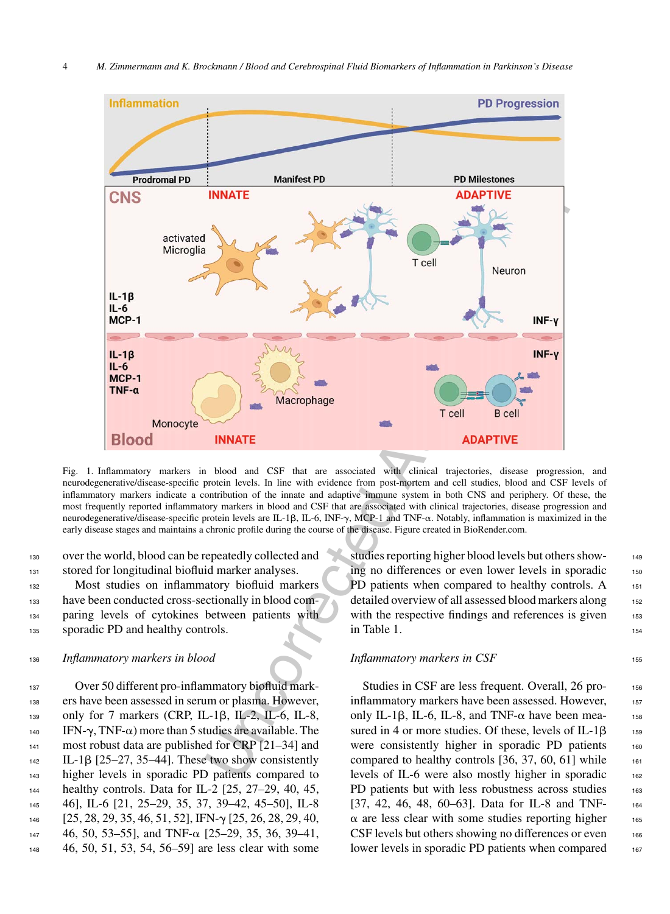Fig. 1. Inflammatory markers in blood and CSF that are associated with clinical trajectories, disease progression, and neurodegenerative/disease-specific protein levels. In line with evidence from post-mortem and cell studies, blood and CSF levels of inflammatory markers indicate a contribution of the innate and adaptive immune system in both CNS and periphery. Of these, the most frequently reported inflammatory markers in blood and CSF that are associated with clinical trajectories, disease progression and neurodegenerative/disease-specific protein levels are IL-1β, IL-6, INF-γ, MCP-1 and TNF-α. Notably, inflammation is maximized in the early disease stages and maintains a chronic profile during the course of the disease. Figure created in BioRender.com.

over the world, blood can be repeatedly collected and stored for longitudinal biofluid marker analyses.

Most studies on inflammatory biofluid markers have been conducted cross-sectionally in blood comparing levels of cytokines between patients with sporadic PD and healthy controls.

*Inflammatory markers in blood*

Over 50 different pro-inflammatory biofluid markers have been assessed in serum or plasma. However, only for 7 markers (CRP, IL-1β, IL-2, IL-6, IL-8, IFN-γ, TNF-α) more than 5 studies are available. The most robust data are published for CRP [21–34] and IL-1β [25–27, 35–44]. These two show consistently higher levels in sporadic PD patients compared to healthy controls. Data for IL-2 [25, 27–29, 40, 45, 46], IL-6 [21, 25–29, 35, 37, 39–42, 45–50], IL-8 [25, 28, 29, 35, 46, 51, 52], IFN-γ [25, 26, 28, 29, 40, 46, 50, 53–55], and TNF-α [25–29, 35, 36, 39–41, 46, 50, 51, 53, 54, 56–59] are less clear with some studies reporting higher blood levels but others showing no differences or even lower levels in sporadic PD patients when compared to healthy controls. A detailed overview of all assessed blood markers along with the respective findings and references is given in Table 1.

*Inflammatory markers in CSF*

Studies in CSF are less frequent. Overall, 26 pro-inflammatory markers have been assessed. However, only IL-1β, IL-6, IL-8, and TNF-α have been measured in 4 or more studies. Of these, levels of IL-1β were consistently higher in sporadic PD patients compared to healthy controls [36, 37, 60, 61] while levels of IL-6 were also mostly higher in sporadic PD patients but with less robustness across studies [37, 42, 46, 48, 60–63]. Data for IL-8 and TNF-α are less clear with some studies reporting higher CSF levels but others showing no differences or even lower levels in sporadic PD patients when compared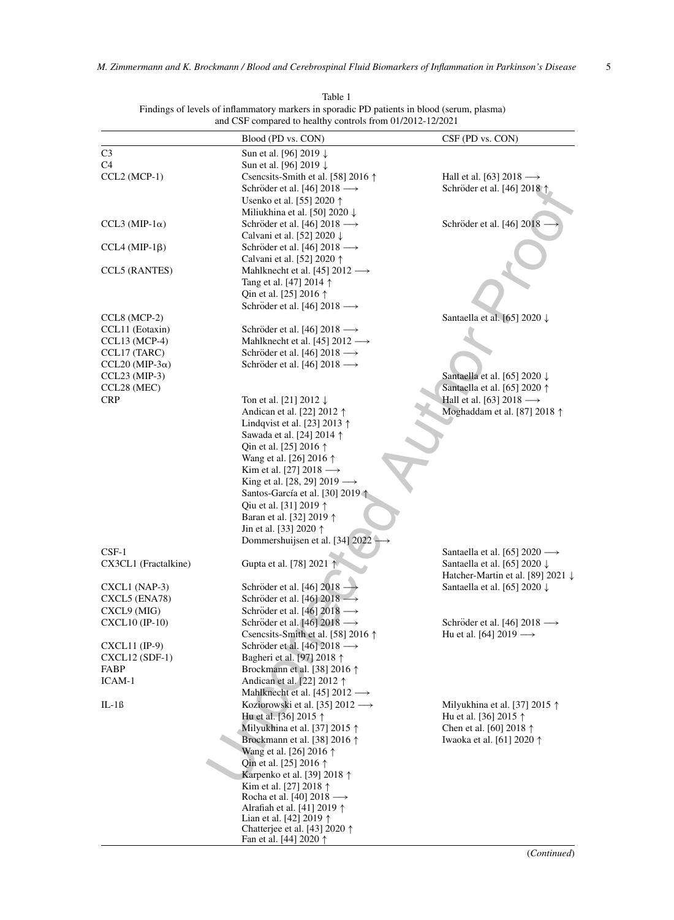Table 1
Findings of levels of inflammatory markers in sporadic PD patients in blood (serum, plasma) and CSF compared to healthy controls from 01/2012-12/2021

| | Blood (PD vs. CON) | CSF (PD vs. CON) |
|---|---|---|
| C3 | Sun et al. [96] 2019 ↓ | |
| C4 | Sun et al. [96] 2019 ↓ | |
| CCL2 (MCP-1) | Csencsits-Smith et al. [58] 2016 ↑<br>Schröder et al. [46] 2018 ⟶<br>Usenko et al. [55] 2020 ↑<br>Miliukhina et al. [50] 2020 ↓ | Hall et al. [63] 2018 ⟶<br>Schröder et al. [46] 2018 ↑ |
| CCL3 (MIP-1α) | Schröder et al. [46] 2018 ⟶<br>Calvani et al. [52] 2020 ↓ | Schröder et al. [46] 2018 ⟶ |
| CCL4 (MIP-1β) | Schröder et al. [46] 2018 ⟶<br>Calvani et al. [52] 2020 ↑ | |
| CCL5 (RANTES) | Mahlknecht et al. [45] 2012 ⟶<br>Tang et al. [47] 2014 ↑<br>Qin et al. [25] 2016 ↑<br>Schröder et al. [46] 2018 ⟶ | |
| CCL8 (MCP-2) | | Santaella et al. [65] 2020 ↓ |
| CCL11 (Eotaxin) | Schröder et al. [46] 2018 ⟶ | |
| CCL13 (MCP-4) | Mahlknecht et al. [45] 2012 ⟶ | |
| CCL17 (TARC) | Schröder et al. [46] 2018 ⟶ | |
| CCL20 (MIP-3α) | Schröder et al. [46] 2018 ⟶ | |
| CCL23 (MIP-3) | | Santaella et al. [65] 2020 ↓ |
| CCL28 (MEC) | | Santaella et al. [65] 2020 ↑ |
| CRP | Ton et al. [21] 2012 ↓<br>Andican et al. [22] 2012 ↑<br>Lindqvist et al. [23] 2013 ↑<br>Sawada et al. [24] 2014 ↑<br>Qin et al. [25] 2016 ↑<br>Wang et al. [26] 2016 ↑<br>Kim et al. [27] 2018 ⟶<br>King et al. [28, 29] 2019 ⟶<br>Santos-García et al. [30] 2019 ↑<br>Qiu et al. [31] 2019 ↑<br>Baran et al. [32] 2019 ↑<br>Jin et al. [33] 2020 ↑<br>Dommershuijsen et al. [34] 2022 ⟶ | Hall et al. [63] 2018 ⟶<br>Moghaddam et al. [87] 2018 ↑ |
| CSF-1 | | Santaella et al. [65] 2020 ⟶ |
| CX3CL1 (Fractalkine) | Gupta et al. [78] 2021 ↑ | Santaella et al. [65] 2020 ↓<br>Hatcher-Martin et al. [89] 2021 ↓ |
| CXCL1 (NAP-3) | Schröder et al. [46] 2018 ⟶ | Santaella et al. [65] 2020 ↓ |
| CXCL5 (ENA78) | Schröder et al. [46] 2018 ⟶ | |
| CXCL9 (MIG) | Schröder et al. [46] 2018 ⟶ | |
| CXCL10 (IP-10) | Schröder et al. [46] 2018 ⟶<br>Csencsits-Smith et al. [58] 2016 ↑ | Schröder et al. [46] 2018 ⟶<br>Hu et al. [64] 2019 ⟶ |
| CXCL11 (IP-9) | Schröder et al. [46] 2018 ⟶ | |
| CXCL12 (SDF-1) | Bagheri et al. [97] 2018 ↑ | |
| FABP | Brockmann et al. [38] 2016 ↑ | |
| ICAM-1 | Andican et al. [22] 2012 ↑<br>Mahlknecht et al. [45] 2012 ⟶ | |
| IL-1ß | Koziorowski et al. [35] 2012 ⟶<br>Hu et al. [36] 2015 ↑<br>Milyukhina et al. [37] 2015 ↑<br>Brockmann et al. [38] 2016 ↑<br>Wang et al. [26] 2016 ↑<br>Qin et al. [25] 2016 ↑<br>Karpenko et al. [39] 2018 ↑<br>Kim et al. [27] 2018 ↑<br>Rocha et al. [40] 2018 ⟶<br>Alrafiah et al. [41] 2019 ↑<br>Lian et al. [42] 2019 ↑<br>Chatterjee et al. [43] 2020 ↑<br>Fan et al. [44] 2020 ↑ | Milyukhina et al. [37] 2015 ↑<br>Hu et al. [36] 2015 ↑<br>Chen et al. [60] 2018 ↑<br>Iwaoka et al. [61] 2020 ↑ |

(*Continued*)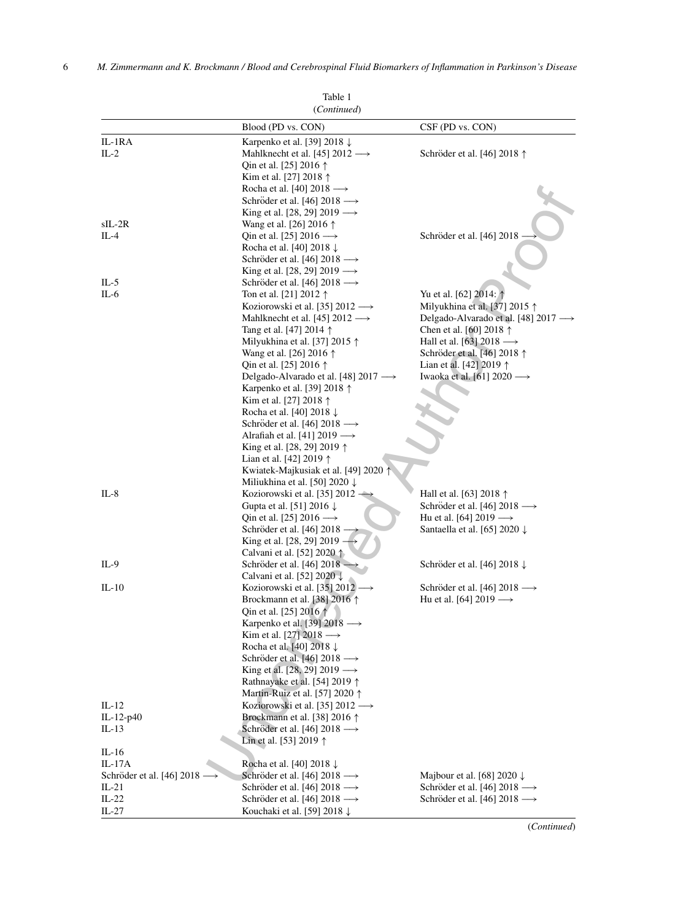Table 1
(*Continued*)

| | Blood (PD vs. CON) | CSF (PD vs. CON) |
|---|---|---|
| IL-1RA | Karpenko et al. [39] 2018 ↓ | |
| IL-2 | Mahlknecht et al. [45] 2012 ⟶<br>Qin et al. [25] 2016 ↑<br>Kim et al. [27] 2018 ↑<br>Rocha et al. [40] 2018 ⟶<br>Schröder et al. [46] 2018 ⟶<br>King et al. [28, 29] 2019 ⟶ | Schröder et al. [46] 2018 ↑ |
| sIL-2R | Wang et al. [26] 2016 ↑ | |
| IL-4 | Qin et al. [25] 2016 ⟶<br>Rocha et al. [40] 2018 ↓<br>Schröder et al. [46] 2018 ⟶<br>King et al. [28, 29] 2019 ⟶ | Schröder et al. [46] 2018 ⟶ |
| IL-5 | Schröder et al. [46] 2018 ⟶ | |
| IL-6 | Ton et al. [21] 2012 ↑<br>Koziorowski et al. [35] 2012 ⟶<br>Mahlknecht et al. [45] 2012 ⟶<br>Tang et al. [47] 2014 ↑<br>Milyukhina et al. [37] 2015 ↑<br>Wang et al. [26] 2016 ↑<br>Qin et al. [25] 2016 ↑<br>Delgado-Alvarado et al. [48] 2017 ⟶<br>Karpenko et al. [39] 2018 ↑<br>Kim et al. [27] 2018 ↑<br>Rocha et al. [40] 2018 ↓<br>Schröder et al. [46] 2018 ⟶<br>Alrafiah et al. [41] 2019 ⟶<br>King et al. [28, 29] 2019 ↑<br>Lian et al. [42] 2019 ↑<br>Kwiatek-Majkusiak et al. [49] 2020 ↑<br>Miliukhina et al. [50] 2020 ↓ | Yu et al. [62] 2014: ↑<br>Milyukhina et al. [37] 2015 ↑<br>Delgado-Alvarado et al. [48] 2017 ⟶<br>Chen et al. [60] 2018 ↑<br>Hall et al. [63] 2018 ⟶<br>Schröder et al. [46] 2018 ↑<br>Lian et al. [42] 2019 ↑<br>Iwaoka et al. [61] 2020 ⟶ |
| IL-8 | Koziorowski et al. [35] 2012 ⟶<br>Gupta et al. [51] 2016 ↓<br>Qin et al. [25] 2016 ⟶<br>Schröder et al. [46] 2018 ⟶<br>King et al. [28, 29] 2019 ⟶<br>Calvani et al. [52] 2020 ↑ | Hall et al. [63] 2018 ↑<br>Schröder et al. [46] 2018 ⟶<br>Hu et al. [64] 2019 ⟶<br>Santaella et al. [65] 2020 ↓ |
| IL-9 | Schröder et al. [46] 2018 ⟶<br>Calvani et al. [52] 2020 ↓ | Schröder et al. [46] 2018 ↓ |
| IL-10 | Koziorowski et al. [35] 2012 ⟶<br>Brockmann et al. [38] 2016 ↑<br>Qin et al. [25] 2016 ↑<br>Karpenko et al. [39] 2018 ⟶<br>Kim et al. [27] 2018 ⟶<br>Rocha et al. [40] 2018 ↓<br>Schröder et al. [46] 2018 ⟶<br>King et al. [28, 29] 2019 ⟶<br>Rathnayake et al. [54] 2019 ↑<br>Martin-Ruiz et al. [57] 2020 ↑ | Schröder et al. [46] 2018 ⟶<br>Hu et al. [64] 2019 ⟶ |
| IL-12 | Koziorowski et al. [35] 2012 ⟶ | |
| IL-12-p40 | Brockmann et al. [38] 2016 ↑ | |
| IL-13 | Schröder et al. [46] 2018 ⟶<br>Lin et al. [53] 2019 ↑ | |
| IL-16 | | |
| IL-17A | Rocha et al. [40] 2018 ↓ | |
| Schröder et al. [46] 2018 ⟶ | Schröder et al. [46] 2018 ⟶ | Majbour et al. [68] 2020 ↓ |
| IL-21 | Schröder et al. [46] 2018 ⟶ | Schröder et al. [46] 2018 ⟶ |
| IL-22 | Schröder et al. [46] 2018 ⟶ | Schröder et al. [46] 2018 ⟶ |
| IL-27 | Kouchaki et al. [59] 2018 ↓ | |

(*Continued*)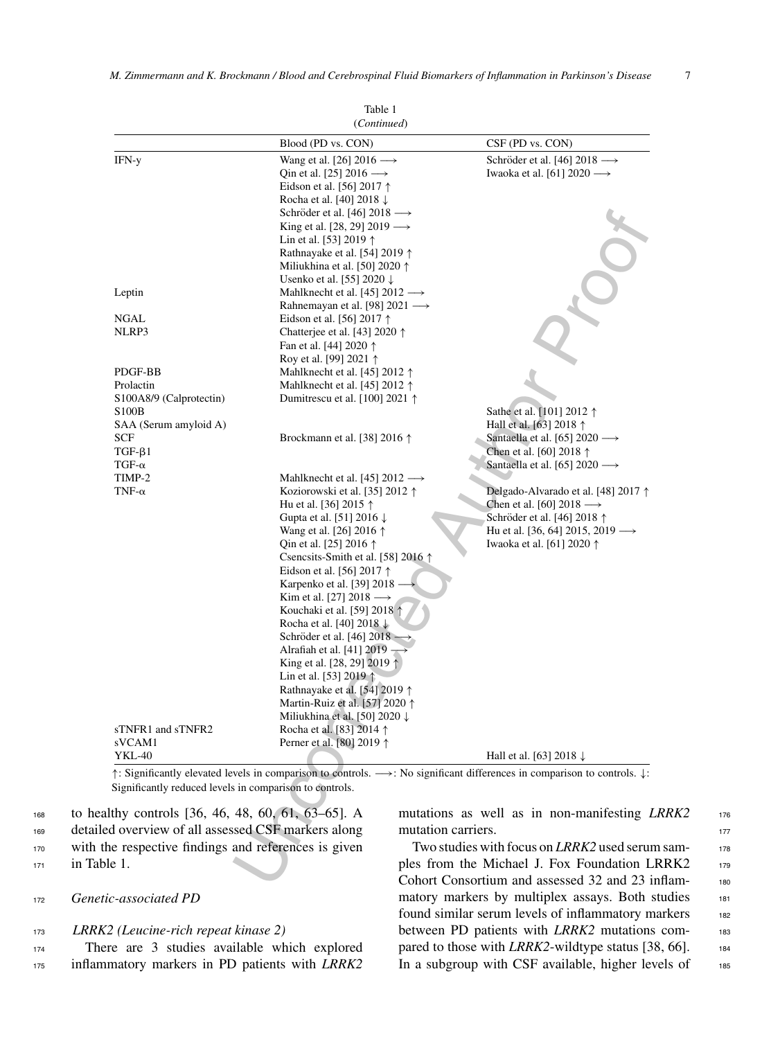Table 1
(*Continued*)

| | Blood (PD vs. CON) | CSF (PD vs. CON) |
|---|---|---|
| IFN-y | Wang et al. [26] 2016 ⟶<br>Qin et al. [25] 2016 ⟶<br>Eidson et al. [56] 2017 ↑<br>Rocha et al. [40] 2018 ↓<br>Schröder et al. [46] 2018 ⟶<br>King et al. [28, 29] 2019 ⟶<br>Lin et al. [53] 2019 ↑<br>Rathnayake et al. [54] 2019 ↑<br>Miliukhina et al. [50] 2020 ↑<br>Usenko et al. [55] 2020 ↓ | Schröder et al. [46] 2018 ⟶<br>Iwaoka et al. [61] 2020 ⟶ |
| Leptin | Mahlknecht et al. [45] 2012 ⟶<br>Rahnemayan et al. [98] 2021 ⟶ | |
| NGAL | Eidson et al. [56] 2017 ↑ | |
| NLRP3 | Chatterjee et al. [43] 2020 ↑<br>Fan et al. [44] 2020 ↑<br>Roy et al. [99] 2021 ↑ | |
| PDGF-BB | Mahlknecht et al. [45] 2012 ↑ | |
| Prolactin | Mahlknecht et al. [45] 2012 ↑ | |
| S100A8/9 (Calprotectin) | Dumitrescu et al. [100] 2021 ↑ | |
| S100B | | Sathe et al. [101] 2012 ↑ |
| SAA (Serum amyloid A) | | Hall et al. [63] 2018 ↑ |
| SCF | Brockmann et al. [38] 2016 ↑ | Santaella et al. [65] 2020 ⟶ |
| TGF-β1 | | Chen et al. [60] 2018 ↑ |
| TGF-α | | Santaella et al. [65] 2020 ⟶ |
| TIMP-2 | Mahlknecht et al. [45] 2012 ⟶ | |
| TNF-α | Koziorowski et al. [35] 2012 ↑<br>Hu et al. [36] 2015 ↑<br>Gupta et al. [51] 2016 ↓<br>Wang et al. [26] 2016 ↑<br>Qin et al. [25] 2016 ↑<br>Csencsits-Smith et al. [58] 2016 ↑<br>Eidson et al. [56] 2017 ↑<br>Karpenko et al. [39] 2018 ⟶<br>Kim et al. [27] 2018 ⟶<br>Kouchaki et al. [59] 2018 ↑<br>Rocha et al. [40] 2018 ↓<br>Schröder et al. [46] 2018 ⟶<br>Alrafiah et al. [41] 2019 ⟶<br>King et al. [28, 29] 2019 ↑<br>Lin et al. [53] 2019 ↑<br>Rathnayake et al. [54] 2019 ↑<br>Martin-Ruiz et al. [57] 2020 ↑<br>Miliukhina et al. [50] 2020 ↓ | Delgado-Alvarado et al. [48] 2017 ↑<br>Chen et al. [60] 2018 ⟶<br>Schröder et al. [46] 2018 ↑<br>Hu et al. [36, 64] 2015, 2019 ⟶<br>Iwaoka et al. [61] 2020 ↑ |
| sTNFR1 and sTNFR2 | Rocha et al. [83] 2014 ↑ | |
| sVCAM1 | Perner et al. [80] 2019 ↑ | |
| YKL-40 | | Hall et al. [63] 2018 ↓ |

↑: Significantly elevated levels in comparison to controls. ⟶: No significant differences in comparison to controls. ↓: Significantly reduced levels in comparison to controls.

to healthy controls [36, 46, 48, 60, 61, 63–65]. A detailed overview of all assessed CSF markers along with the respective findings and references is given in Table 1.

### *Genetic-associated PD*

#### *LRRK2 (Leucine-rich repeat kinase 2)*

There are 3 studies available which explored inflammatory markers in PD patients with *LRRK2* mutations as well as in non-manifesting *LRRK2* mutation carriers.

Two studies with focus on *LRRK2* used serum samples from the Michael J. Fox Foundation LRRK2 Cohort Consortium and assessed 32 and 23 inflammatory markers by multiplex assays. Both studies found similar serum levels of inflammatory markers between PD patients with *LRRK2* mutations compared to those with *LRRK2*-wildtype status [38, 66]. In a subgroup with CSF available, higher levels of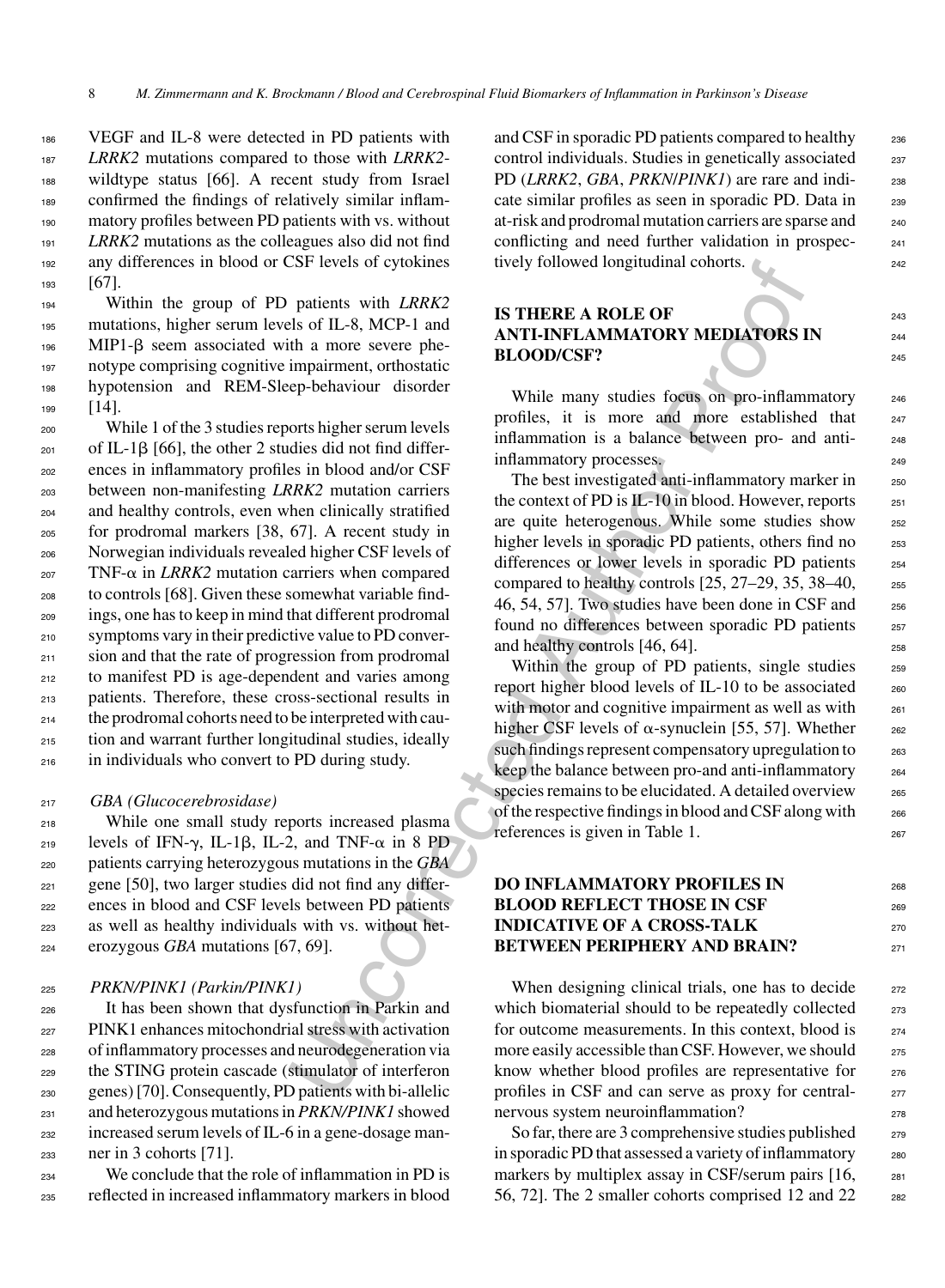VEGF and IL-8 were detected in PD patients with *LRRK2* mutations compared to those with *LRRK2*-wildtype status [66]. A recent study from Israel confirmed the findings of relatively similar inflammatory profiles between PD patients with vs. without *LRRK2* mutations as the colleagues also did not find any differences in blood or CSF levels of cytokines [67].

Within the group of PD patients with *LRRK2* mutations, higher serum levels of IL-8, MCP-1 and MIP1-β seem associated with a more severe phenotype comprising cognitive impairment, orthostatic hypotension and REM-Sleep-behaviour disorder [14].

While 1 of the 3 studies reports higher serum levels of IL-1β [66], the other 2 studies did not find differences in inflammatory profiles in blood and/or CSF between non-manifesting *LRRK2* mutation carriers and healthy controls, even when clinically stratified for prodromal markers [38, 67]. A recent study in Norwegian individuals revealed higher CSF levels of TNF-α in *LRRK2* mutation carriers when compared to controls [68]. Given these somewhat variable findings, one has to keep in mind that different prodromal symptoms vary in their predictive value to PD conversion and that the rate of progression from prodromal to manifest PD is age-dependent and varies among patients. Therefore, these cross-sectional results in the prodromal cohorts need to be interpreted with caution and warrant further longitudinal studies, ideally in individuals who convert to PD during study.

### *GBA (Glucocerebrosidase)*

While one small study reports increased plasma levels of IFN-γ, IL-1β, IL-2, and TNF-α in 8 PD patients carrying heterozygous mutations in the *GBA* gene [50], two larger studies did not find any differences in blood and CSF levels between PD patients as well as healthy individuals with vs. without heterozygous *GBA* mutations [67, 69].

### *PRKN/PINK1 (Parkin/PINK1)*

It has been shown that dysfunction in Parkin and PINK1 enhances mitochondrial stress with activation of inflammatory processes and neurodegeneration via the STING protein cascade (stimulator of interferon genes) [70]. Consequently, PD patients with bi-allelic and heterozygous mutations in *PRKN/PINK1* showed increased serum levels of IL-6 in a gene-dosage manner in 3 cohorts [71].

We conclude that the role of inflammation in PD is reflected in increased inflammatory markers in blood and CSF in sporadic PD patients compared to healthy control individuals. Studies in genetically associated PD (*LRRK2*, *GBA*, *PRKN/PINK1*) are rare and indicate similar profiles as seen in sporadic PD. Data in at-risk and prodromal mutation carriers are sparse and conflicting and need further validation in prospectively followed longitudinal cohorts.

## IS THERE A ROLE OF ANTI-INFLAMMATORY MEDIATORS IN BLOOD/CSF?

While many studies focus on pro-inflammatory profiles, it is more and more established that inflammation is a balance between pro- and anti-inflammatory processes.

The best investigated anti-inflammatory marker in the context of PD is IL-10 in blood. However, reports are quite heterogenous. While some studies show higher levels in sporadic PD patients, others find no differences or lower levels in sporadic PD patients compared to healthy controls [25, 27–29, 35, 38–40, 46, 54, 57]. Two studies have been done in CSF and found no differences between sporadic PD patients and healthy controls [46, 64].

Within the group of PD patients, single studies report higher blood levels of IL-10 to be associated with motor and cognitive impairment as well as with higher CSF levels of α-synuclein [55, 57]. Whether such findings represent compensatory upregulation to keep the balance between pro-and anti-inflammatory species remains to be elucidated. A detailed overview of the respective findings in blood and CSF along with references is given in Table 1.

## DO INFLAMMATORY PROFILES IN BLOOD REFLECT THOSE IN CSF INDICATIVE OF A CROSS-TALK BETWEEN PERIPHERY AND BRAIN?

When designing clinical trials, one has to decide which biomaterial should to be repeatedly collected for outcome measurements. In this context, blood is more easily accessible than CSF. However, we should know whether blood profiles are representative for profiles in CSF and can serve as proxy for central-nervous system neuroinflammation?

So far, there are 3 comprehensive studies published in sporadic PD that assessed a variety of inflammatory markers by multiplex assay in CSF/serum pairs [16, 56, 72]. The 2 smaller cohorts comprised 12 and 22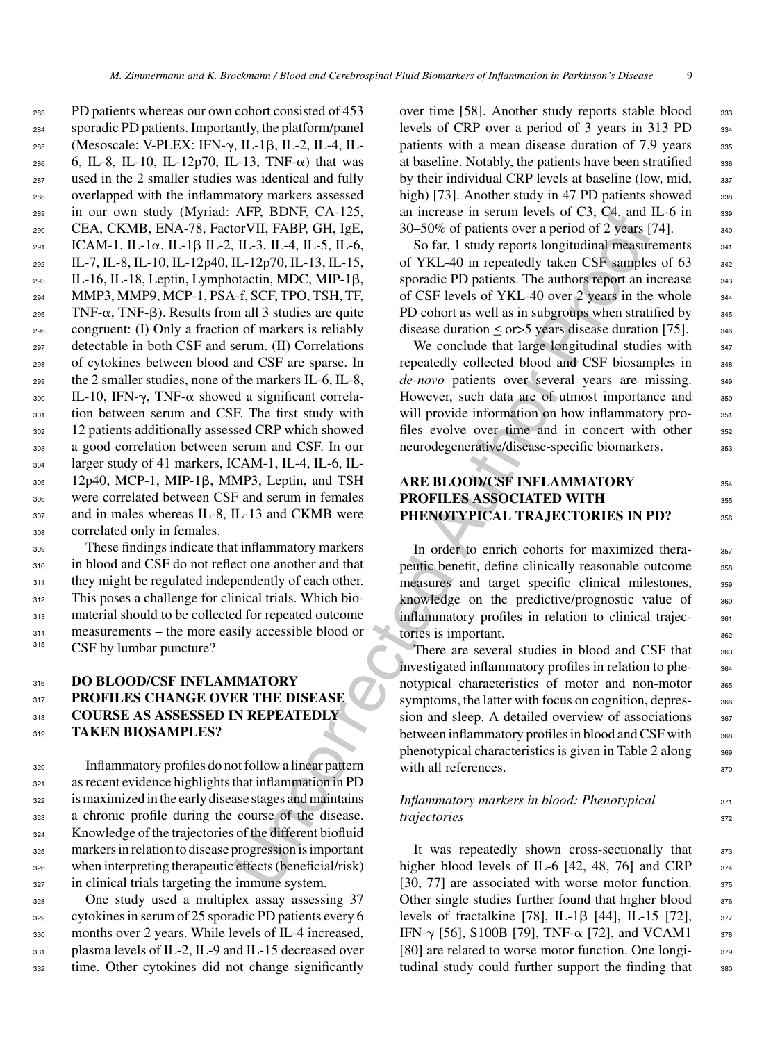PD patients whereas our own cohort consisted of 453 sporadic PD patients. Importantly, the platform/panel (Mesoscale: V-PLEX: IFN-γ, IL-1β, IL-2, IL-4, IL-6, IL-8, IL-10, IL-12p70, IL-13, TNF-α) that was used in the 2 smaller studies was identical and fully overlapped with the inflammatory markers assessed in our own study (Myriad: AFP, BDNF, CA-125, CEA, CKMB, ENA-78, FactorVII, FABP, GH, IgE, ICAM-1, IL-1α, IL-1β IL-2, IL-3, IL-4, IL-5, IL-6, IL-7, IL-8, IL-10, IL-12p40, IL-12p70, IL-13, IL-15, IL-16, IL-18, Leptin, Lymphotactin, MDC, MIP-1β, MMP3, MMP9, MCP-1, PSA-f, SCF, TPO, TSH, TF, TNF-α, TNF-β). Results from all 3 studies are quite congruent: (I) Only a fraction of markers is reliably detectable in both CSF and serum. (II) Correlations of cytokines between blood and CSF are sparse. In the 2 smaller studies, none of the markers IL-6, IL-8, IL-10, IFN-γ, TNF-α showed a significant correlation between serum and CSF. The first study with 12 patients additionally assessed CRP which showed a good correlation between serum and CSF. In our larger study of 41 markers, ICAM-1, IL-4, IL-6, IL-12p40, MCP-1, MIP-1β, MMP3, Leptin, and TSH were correlated between CSF and serum in females and in males whereas IL-8, IL-13 and CKMB were correlated only in females.

These findings indicate that inflammatory markers in blood and CSF do not reflect one another and that they might be regulated independently of each other. This poses a challenge for clinical trials. Which biomaterial should to be collected for repeated outcome measurements – the more easily accessible blood or CSF by lumbar puncture?

## DO BLOOD/CSF INFLAMMATORY PROFILES CHANGE OVER THE DISEASE COURSE AS ASSESSED IN REPEATEDLY TAKEN BIOSAMPLES?

Inflammatory profiles do not follow a linear pattern as recent evidence highlights that inflammation in PD is maximized in the early disease stages and maintains a chronic profile during the course of the disease. Knowledge of the trajectories of the different biofluid markers in relation to disease progression is important when interpreting therapeutic effects (beneficial/risk) in clinical trials targeting the immune system.

One study used a multiplex assay assessing 37 cytokines in serum of 25 sporadic PD patients every 6 months over 2 years. While levels of IL-4 increased, plasma levels of IL-2, IL-9 and IL-15 decreased over time. Other cytokines did not change significantly over time [58]. Another study reports stable blood levels of CRP over a period of 3 years in 313 PD patients with a mean disease duration of 7.9 years at baseline. Notably, the patients have been stratified by their individual CRP levels at baseline (low, mid, high) [73]. Another study in 47 PD patients showed an increase in serum levels of C3, C4, and IL-6 in 30–50% of patients over a period of 2 years [74].

So far, 1 study reports longitudinal measurements of YKL-40 in repeatedly taken CSF samples of 63 sporadic PD patients. The authors report an increase of CSF levels of YKL-40 over 2 years in the whole PD cohort as well as in subgroups when stratified by disease duration ≤ or>5 years disease duration [75].

We conclude that large longitudinal studies with repeatedly collected blood and CSF biosamples in *de-novo* patients over several years are missing. However, such data are of utmost importance and will provide information on how inflammatory profiles evolve over time and in concert with other neurodegenerative/disease-specific biomarkers.

## ARE BLOOD/CSF INFLAMMATORY PROFILES ASSOCIATED WITH PHENOTYPICAL TRAJECTORIES IN PD?

In order to enrich cohorts for maximized therapeutic benefit, define clinically reasonable outcome measures and target specific clinical milestones, knowledge on the predictive/prognostic value of inflammatory profiles in relation to clinical trajectories is important.

There are several studies in blood and CSF that investigated inflammatory profiles in relation to phenotypical characteristics of motor and non-motor symptoms, the latter with focus on cognition, depression and sleep. A detailed overview of associations between inflammatory profiles in blood and CSF with phenotypical characteristics is given in Table 2 along with all references.

### *Inflammatory markers in blood: Phenotypical trajectories*

It was repeatedly shown cross-sectionally that higher blood levels of IL-6 [42, 48, 76] and CRP [30, 77] are associated with worse motor function. Other single studies further found that higher blood levels of fractalkine [78], IL-1β [44], IL-15 [72], IFN-γ [56], S100B [79], TNF-α [72], and VCAM1 [80] are related to worse motor function. One longitudinal study could further support the finding that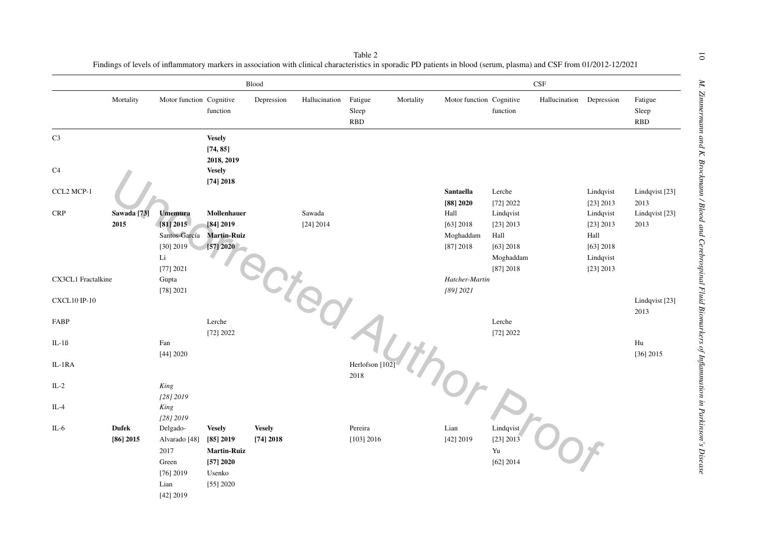Table 2
Findings of levels of inflammatory markers in association with clinical characteristics in sporadic PD patients in blood (serum, plasma) and CSF from 01/2012-12/2021

| | Blood | | | | | | CSF | | | | | |
|---|---|---|---|---|---|---|---|---|---|---|---|---|
| | Mortality | Motor function | Cognitive function | Depression | Hallucination | Fatigue Sleep RBD | Mortality | Motor function | Cognitive function | Hallucination | Depression | Fatigue Sleep RBD |
| C3 | | | **Vesely [74, 85] 2018, 2019** | | | | | | | | | |
| C4 | | | **Vesely [74] 2018** | | | | | | | | | |
| CCL2 MCP-1 | | | | | | | | **Santaella [88] 2020** | Lerche [72] 2022 | | Lindqvist [23] 2013 | Lindqvist [23] 2013 |
| CRP | **Sawada [73] 2015** | **Umemura [81] 2015** Santos-García [30] 2019 Li [77] 2021 | **Mollenhauer [84] 2019** **Martin-Ruiz [57] 2020** | | Sawada [24] 2014 | | | Hall [63] 2018 Moghaddam [87] 2018 | Lindqvist [23] 2013 Hall [63] 2018 Moghaddam [87] 2018 | | Lindqvist [23] 2013 Hall [63] 2018 Lindqvist [23] 2013 | Lindqvist [23] 2013 |
| CX3CL1 Fractalkine | | Gupta [78] 2021 | | | | | | *Hatcher-Martin [89] 2021* | | | | |
| CXCL10 IP-10 | | | | | | | | | | | | Lindqvist [23] 2013 |
| FABP | | | Lerche [72] 2022 | | | | | | Lerche [72] 2022 | | | |
| IL-1ß | | Fan [44] 2020 | | | | | | | | | | Hu [36] 2015 |
| IL-1RA | | | | | | Herlofson [102] 2018 | | | | | | |
| IL-2 | | *King [28] 2019* | | | | | | | | | | |
| IL-4 | | *King [28] 2019* | | | | | | | | | | |
| IL-6 | **Dufek [86] 2015** | Delgado-Alvarado [48] 2017 Green [76] 2019 Lian [42] 2019 | **Vesely [85] 2019** **Martin-Ruiz [57] 2020** Usenko [55] 2020 | **Vesely [74] 2018** | | Pereira [103] 2016 | | Lian [42] 2019 | Lindqvist [23] 2013 Yu [62] 2014 | | | |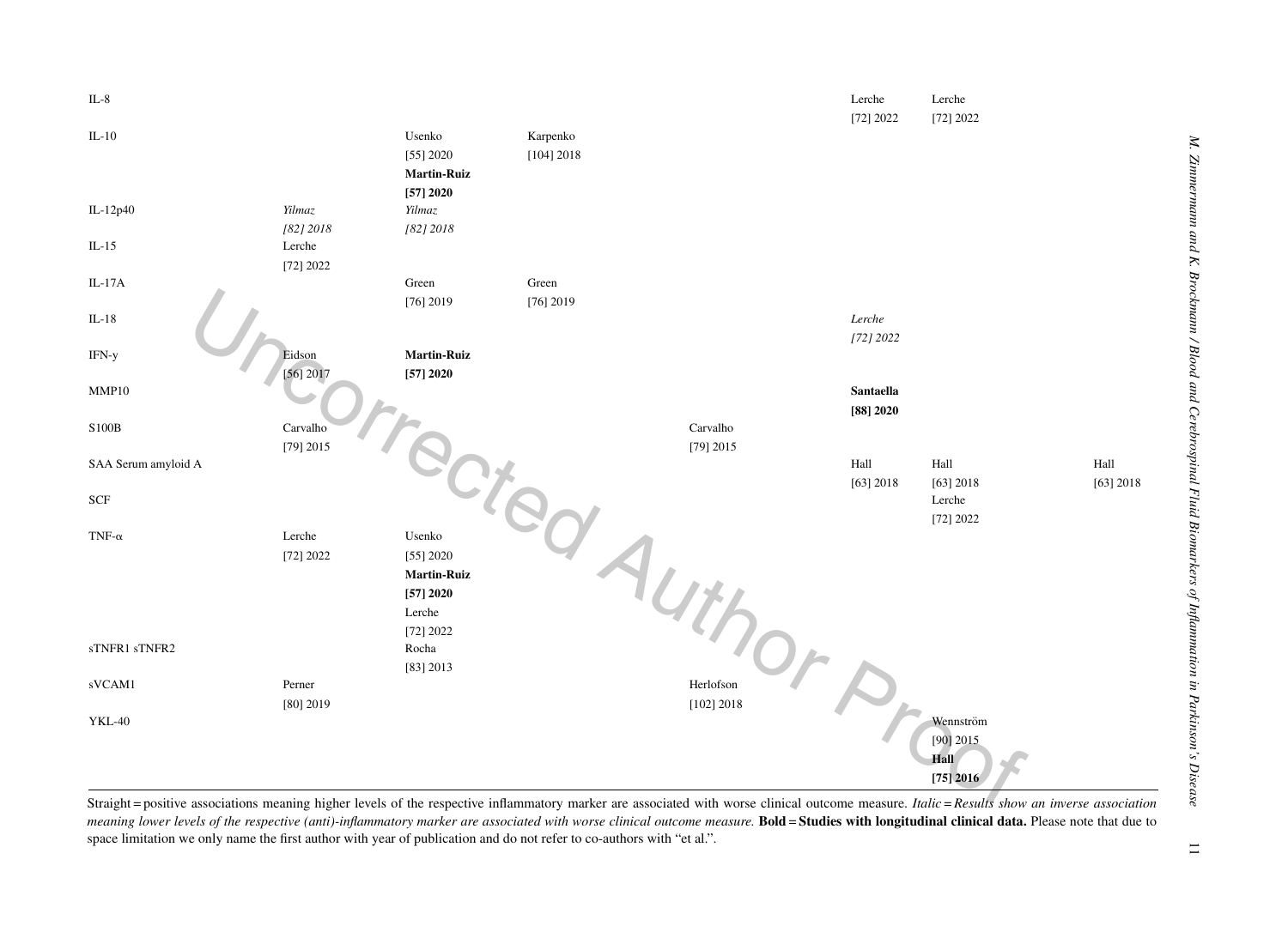| | | | | | | | |
|---|---|---|---|---|---|---|---|
| IL-8 | | | | | Lerche [72] 2022 | Lerche [72] 2022 | |
| IL-10 | | Usenko [55] 2020 **Martin-Ruiz [57] 2020** | Karpenko [104] 2018 | | | | |
| IL-12p40 | *Yilmaz [82] 2018* | *Yilmaz [82] 2018* | | | | | |
| IL-15 | Lerche [72] 2022 | | | | | | |
| IL-17A | | Green [76] 2019 | Green [76] 2019 | | | | |
| IL-18 | | | | | *Lerche [72] 2022* | | |
| IFN-y | Eidson [56] 2017 | **Martin-Ruiz [57] 2020** | | | | | |
| MMP10 | | | | | **Santaella [88] 2020** | | |
| S100B | Carvalho [79] 2015 | | | Carvalho [79] 2015 | | | |
| SAA Serum amyloid A | | | | | Hall [63] 2018 | Hall [63] 2018 | Hall [63] 2018 |
| SCF | | | | | | Lerche [72] 2022 | |
| TNF-α | Lerche [72] 2022 | Usenko [55] 2020 **Martin-Ruiz [57] 2020** Lerche [72] 2022 | | | | | |
| sTNFR1 sTNFR2 | | Rocha [83] 2013 | | | | | |
| sVCAM1 | Perner [80] 2019 | | | Herlofson [102] 2018 | | | |
| YKL-40 | | | | | | Wennström [90] 2015 **Hall [75] 2016** | |

Straight = positive associations meaning higher levels of the respective inflammatory marker are associated with worse clinical outcome measure. *Italic = Results show an inverse association meaning lower levels of the respective (anti)-inflammatory marker are associated with worse clinical outcome measure.* **Bold = Studies with longitudinal clinical data.** Please note that due to space limitation we only name the first author with year of publication and do not refer to co-authors with "et al.".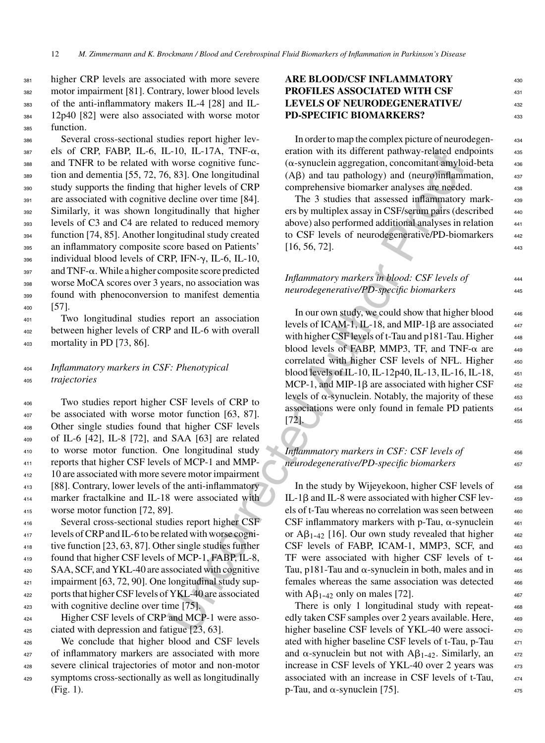higher CRP levels are associated with more severe motor impairment [81]. Contrary, lower blood levels of the anti-inflammatory makers IL-4 [28] and IL-12p40 [82] were also associated with worse motor function.

Several cross-sectional studies report higher levels of CRP, FABP, IL-6, IL-10, IL-17A, TNF-α, and TNFR to be related with worse cognitive function and dementia [55, 72, 76, 83]. One longitudinal study supports the finding that higher levels of CRP are associated with cognitive decline over time [84]. Similarly, it was shown longitudinally that higher levels of C3 and C4 are related to reduced memory function [74, 85]. Another longitudinal study created an inflammatory composite score based on Patients' individual blood levels of CRP, IFN-γ, IL-6, IL-10, and TNF-α. While a higher composite score predicted worse MoCA scores over 3 years, no association was found with phenoconversion to manifest dementia [57].

Two longitudinal studies report an association between higher levels of CRP and IL-6 with overall mortality in PD [73, 86].

### *Inflammatory markers in CSF: Phenotypical trajectories*

Two studies report higher CSF levels of CRP to be associated with worse motor function [63, 87]. Other single studies found that higher CSF levels of IL-6 [42], IL-8 [72], and SAA [63] are related to worse motor function. One longitudinal study reports that higher CSF levels of MCP-1 and MMP-10 are associated with more severe motor impairment [88]. Contrary, lower levels of the anti-inflammatory marker fractalkine and IL-18 were associated with worse motor function [72, 89].

Several cross-sectional studies report higher CSF levels of CRP and IL-6 to be related with worse cognitive function [23, 63, 87]. Other single studies further found that higher CSF levels of MCP-1, FABP, IL-8, SAA, SCF, and YKL-40 are associated with cognitive impairment [63, 72, 90]. One longitudinal study supports that higher CSF levels of YKL-40 are associated with cognitive decline over time [75].

Higher CSF levels of CRP and MCP-1 were associated with depression and fatigue [23, 63].

We conclude that higher blood and CSF levels of inflammatory markers are associated with more severe clinical trajectories of motor and non-motor symptoms cross-sectionally as well as longitudinally (Fig. 1).

## ARE BLOOD/CSF INFLAMMATORY PROFILES ASSOCIATED WITH CSF LEVELS OF NEURODEGENERATIVE/ PD-SPECIFIC BIOMARKERS?

In order to map the complex picture of neurodegeneration with its different pathway-related endpoints (α-synuclein aggregation, concomitant amyloid-beta (Aβ) and tau pathology) and (neuro)inflammation, comprehensive biomarker analyses are needed.

The 3 studies that assessed inflammatory markers by multiplex assay in CSF/serum pairs (described above) also performed additional analyses in relation to CSF levels of neurodegenerative/PD-biomarkers [16, 56, 72].

### *Inflammatory markers in blood: CSF levels of neurodegenerative/PD-specific biomarkers*

In our own study, we could show that higher blood levels of ICAM-1, IL-18, and MIP-1β are associated with higher CSF levels of t-Tau and p181-Tau. Higher blood levels of FABP, MMP3, TF, and TNF-α are correlated with higher CSF levels of NFL. Higher blood levels of IL-10, IL-12p40, IL-13, IL-16, IL-18, MCP-1, and MIP-1β are associated with higher CSF levels of α-synuclein. Notably, the majority of these associations were only found in female PD patients [72].

### *Inflammatory markers in CSF: CSF levels of neurodegenerative/PD-specific biomarkers*

In the study by Wijeyekoon, higher CSF levels of IL-1β and IL-8 were associated with higher CSF levels of t-Tau whereas no correlation was seen between CSF inflammatory markers with p-Tau, α-synuclein or $A\beta_{1-42}$ [16]. Our own study revealed that higher CSF levels of FABP, ICAM-1, MMP3, SCF, and TF were associated with higher CSF levels of t-Tau, p181-Tau and α-synuclein in both, males and in females whereas the same association was detected with $A\beta_{1-42}$ only on males [72].

There is only 1 longitudinal study with repeatedly taken CSF samples over 2 years available. Here, higher baseline CSF levels of YKL-40 were associated with higher baseline CSF levels of t-Tau, p-Tau and α-synuclein but not with $A\beta_{1-42}$. Similarly, an increase in CSF levels of YKL-40 over 2 years was associated with an increase in CSF levels of t-Tau, p-Tau, and α-synuclein [75].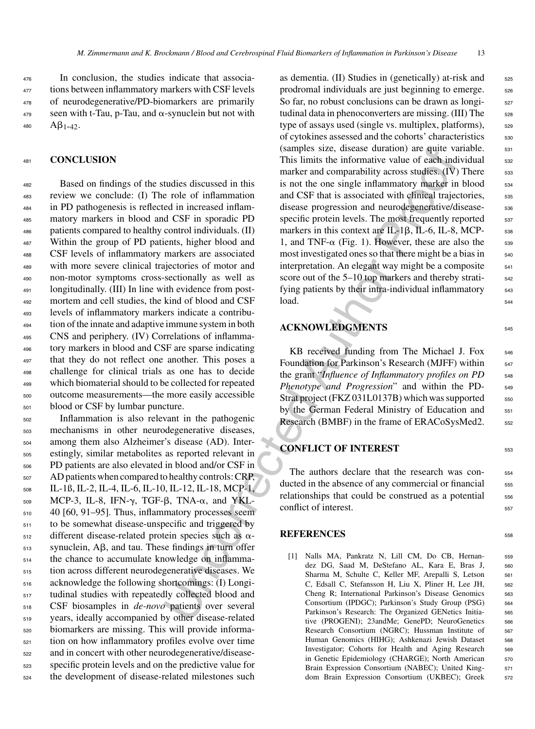In conclusion, the studies indicate that associations between inflammatory markers with CSF levels of neurodegenerative/PD-biomarkers are primarily seen with t-Tau, p-Tau, and α-synuclein but not with $A\beta_{1-42}$.

## CONCLUSION

Based on findings of the studies discussed in this review we conclude: (I) The role of inflammation in PD pathogenesis is reflected in increased inflammatory markers in blood and CSF in sporadic PD patients compared to healthy control individuals. (II) Within the group of PD patients, higher blood and CSF levels of inflammatory markers are associated with more severe clinical trajectories of motor and non-motor symptoms cross-sectionally as well as longitudinally. (III) In line with evidence from post-mortem and cell studies, the kind of blood and CSF levels of inflammatory markers indicate a contribution of the innate and adaptive immune system in both CNS and periphery. (IV) Correlations of inflammatory markers in blood and CSF are sparse indicating that they do not reflect one another. This poses a challenge for clinical trials as one has to decide which biomaterial should to be collected for repeated outcome measurements—the more easily accessible blood or CSF by lumbar puncture.

Inflammation is also relevant in the pathogenic mechanisms in other neurodegenerative diseases, among them also Alzheimer's disease (AD). Interestingly, similar metabolites as reported relevant in PD patients are also elevated in blood and/or CSF in AD patients when compared to healthy controls: CRP, IL-1ß, IL-2, IL-4, IL-6, IL-10, IL-12, IL-18, MCP-1, MCP-3, IL-8, IFN-γ, TGF-β, TNA-α, and YKL-40 [60, 91–95]. Thus, inflammatory processes seem to be somewhat disease-unspecific and triggered by different disease-related protein species such as α-synuclein, Aβ, and tau. These findings in turn offer the chance to accumulate knowledge on inflammation across different neurodegenerative diseases. We acknowledge the following shortcomings: (I) Longitudinal studies with repeatedly collected blood and CSF biosamples in *de-novo* patients over several years, ideally accompanied by other disease-related biomarkers are missing. This will provide information on how inflammatory profiles evolve over time and in concert with other neurodegenerative/disease-specific protein levels and on the predictive value for the development of disease-related milestones such as dementia. (II) Studies in (genetically) at-risk and prodromal individuals are just beginning to emerge. So far, no robust conclusions can be drawn as longitudinal data in phenoconverters are missing. (III) The type of assays used (single vs. multiplex, platforms), of cytokines assessed and the cohorts' characteristics (samples size, disease duration) are quite variable. This limits the informative value of each individual marker and comparability across studies. (IV) There is not the one single inflammatory marker in blood and CSF that is associated with clinical trajectories, disease progression and neurodegenerative/disease-specific protein levels. The most frequently reported markers in this context are IL-1β, IL-6, IL-8, MCP-1, and TNF-α (Fig. 1). However, these are also the most investigated ones so that there might be a bias in interpretation. An elegant way might be a composite score out of the 5–10 top markers and thereby stratifying patients by their intra-individual inflammatory load.

## ACKNOWLEDGMENTS

KB received funding from The Michael J. Fox Foundation for Parkinson's Research (MJFF) within the grant "*Influence of Inflammatory profiles on PD Phenotype and Progression*" and within the PD-Strat project (FKZ 031L0137B) which was supported by the German Federal Ministry of Education and Research (BMBF) in the frame of ERACoSysMed2.

## CONFLICT OF INTEREST

The authors declare that the research was conducted in the absence of any commercial or financial relationships that could be construed as a potential conflict of interest.

## REFERENCES

[1] Nalls MA, Pankratz N, Lill CM, Do CB, Hernandez DG, Saad M, DeStefano AL, Kara E, Bras J, Sharma M, Schulte C, Keller MF, Arepalli S, Letson C, Edsall C, Stefansson H, Liu X, Pliner H, Lee JH, Cheng R; International Parkinson's Disease Genomics Consortium (IPDGC); Parkinson's Study Group (PSG) Parkinson's Research: The Organized GENetics Initiative (PROGENI); 23andMe; GenePD; NeuroGenetics Research Consortium (NGRC); Hussman Institute of Human Genomics (HIHG); Ashkenazi Jewish Dataset Investigator; Cohorts for Health and Aging Research in Genetic Epidemiology (CHARGE); North American Brain Expression Consortium (NABEC); United Kingdom Brain Expression Consortium (UKBEC); Greek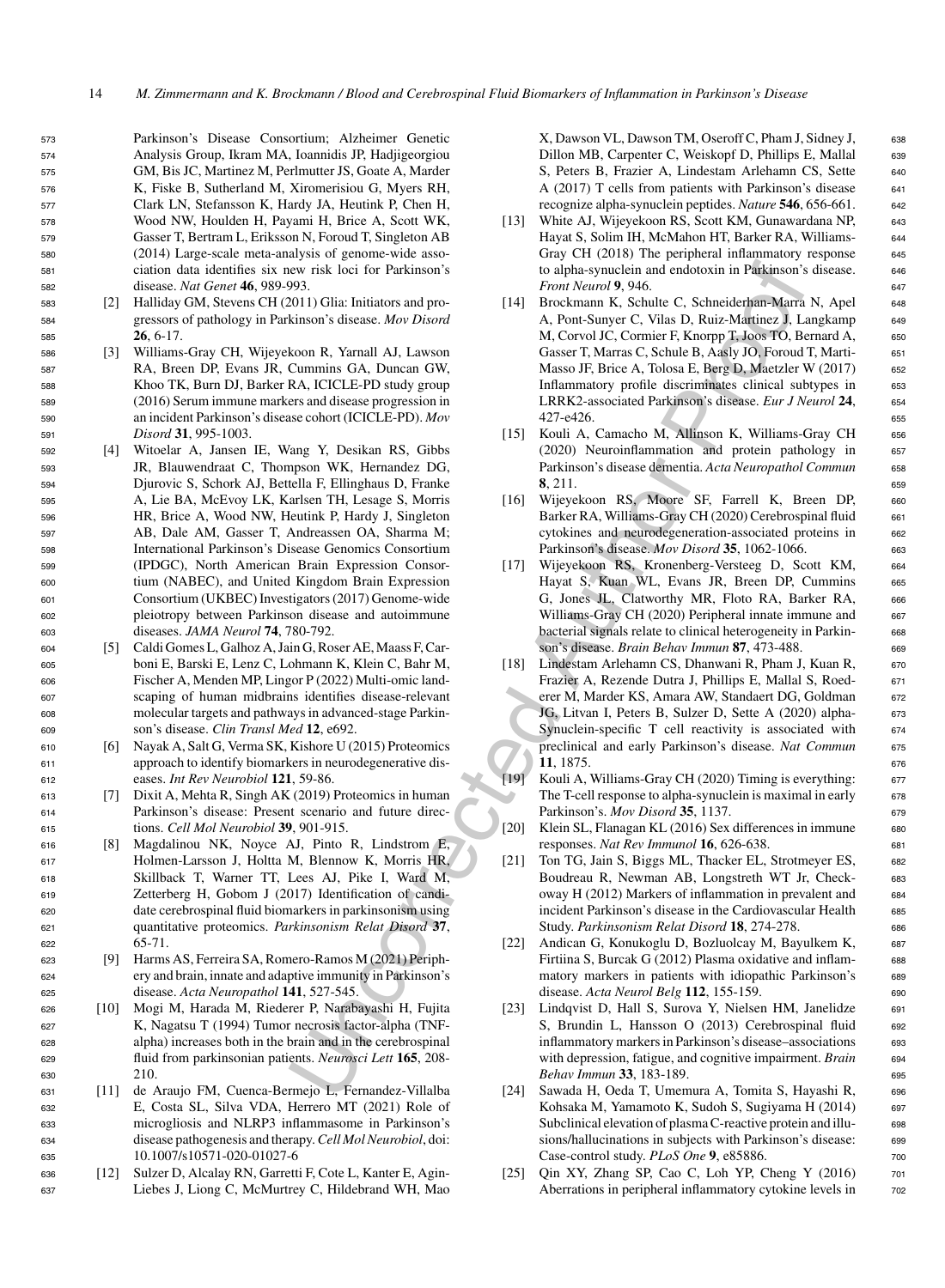Parkinson's Disease Consortium; Alzheimer Genetic Analysis Group, Ikram MA, Ioannidis JP, Hadjigeorgiou GM, Bis JC, Martinez M, Perlmutter JS, Goate A, Marder K, Fiske B, Sutherland M, Xiromerisiou G, Myers RH, Clark LN, Stefansson K, Hardy JA, Heutink P, Chen H, Wood NW, Houlden H, Payami H, Brice A, Scott WK, Gasser T, Bertram L, Eriksson N, Foroud T, Singleton AB (2014) Large-scale meta-analysis of genome-wide association data identifies six new risk loci for Parkinson's disease. *Nat Genet* **46**, 989-993.

[2] Halliday GM, Stevens CH (2011) Glia: Initiators and progressors of pathology in Parkinson's disease. *Mov Disord* **26**, 6-17.

[3] Williams-Gray CH, Wijeyekoon R, Yarnall AJ, Lawson RA, Breen DP, Evans JR, Cummins GA, Duncan GW, Khoo TK, Burn DJ, Barker RA, ICICLE-PD study group (2016) Serum immune markers and disease progression in an incident Parkinson's disease cohort (ICICLE-PD). *Mov Disord* **31**, 995-1003.

[4] Witoelar A, Jansen IE, Wang Y, Desikan RS, Gibbs JR, Blauwendraat C, Thompson WK, Hernandez DG, Djurovic S, Schork AJ, Bettella F, Ellinghaus D, Franke A, Lie BA, McEvoy LK, Karlsen TH, Lesage S, Morris HR, Brice A, Wood NW, Heutink P, Hardy J, Singleton AB, Dale AM, Gasser T, Andreassen OA, Sharma M; International Parkinson's Disease Genomics Consortium (IPDGC), North American Brain Expression Consortium (NABEC), and United Kingdom Brain Expression Consortium (UKBEC) Investigators (2017) Genome-wide pleiotropy between Parkinson disease and autoimmune diseases. *JAMA Neurol* **74**, 780-792.

[5] Caldi Gomes L, Galhoz A, Jain G, Roser AE, Maass F, Carboni E, Barski E, Lenz C, Lohmann K, Klein C, Bahr M, Fischer A, Menden MP, Lingor P (2022) Multi-omic landscaping of human midbrains identifies disease-relevant molecular targets and pathways in advanced-stage Parkinson's disease. *Clin Transl Med* **12**, e692.

[6] Nayak A, Salt G, Verma SK, Kishore U (2015) Proteomics approach to identify biomarkers in neurodegenerative diseases. *Int Rev Neurobiol* **121**, 59-86.

[7] Dixit A, Mehta R, Singh AK (2019) Proteomics in human Parkinson's disease: Present scenario and future directions. *Cell Mol Neurobiol* **39**, 901-915.

[8] Magdalinou NK, Noyce AJ, Pinto R, Lindstrom E, Holmen-Larsson J, Holtta M, Blennow K, Morris HR, Skillback T, Warner TT, Lees AJ, Pike I, Ward M, Zetterberg H, Gobom J (2017) Identification of candidate cerebrospinal fluid biomarkers in parkinsonism using quantitative proteomics. *Parkinsonism Relat Disord* **37**, 65-71.

[9] Harms AS, Ferreira SA, Romero-Ramos M (2021) Periphery and brain, innate and adaptive immunity in Parkinson's disease. *Acta Neuropathol* **141**, 527-545.

[10] Mogi M, Harada M, Riederer P, Narabayashi H, Fujita K, Nagatsu T (1994) Tumor necrosis factor-alpha (TNF-alpha) increases both in the brain and in the cerebrospinal fluid from parkinsonian patients. *Neurosci Lett* **165**, 208-210.

[11] de Araujo FM, Cuenca-Bermejo L, Fernandez-Villalba E, Costa SL, Silva VDA, Herrero MT (2021) Role of microgliosis and NLRP3 inflammasome in Parkinson's disease pathogenesis and therapy. *Cell Mol Neurobiol*, doi: 10.1007/s10571-020-01027-6

[12] Sulzer D, Alcalay RN, Garretti F, Cote L, Kanter E, Agin-Liebes J, Liong C, McMurtrey C, Hildebrand WH, Mao X, Dawson VL, Dawson TM, Oseroff C, Pham J, Sidney J, Dillon MB, Carpenter C, Weiskopf D, Phillips E, Mallal S, Peters B, Frazier A, Lindestam Arlehamn CS, Sette A (2017) T cells from patients with Parkinson's disease recognize alpha-synuclein peptides. *Nature* **546**, 656-661.

[13] White AJ, Wijeyekoon RS, Scott KM, Gunawardana NP, Hayat S, Solim IH, McMahon HT, Barker RA, Williams-Gray CH (2018) The peripheral inflammatory response to alpha-synuclein and endotoxin in Parkinson's disease. *Front Neurol* **9**, 946.

[14] Brockmann K, Schulte C, Schneiderhan-Marra N, Apel A, Pont-Sunyer C, Vilas D, Ruiz-Martinez J, Langkamp M, Corvol JC, Cormier F, Knorpp T, Joos TO, Bernard A, Gasser T, Marras C, Schule B, Aasly JO, Foroud T, Marti-Masso JF, Brice A, Tolosa E, Berg D, Maetzler W (2017) Inflammatory profile discriminates clinical subtypes in LRRK2-associated Parkinson's disease. *Eur J Neurol* **24**, 427-e426.

[15] Kouli A, Camacho M, Allinson K, Williams-Gray CH (2020) Neuroinflammation and protein pathology in Parkinson's disease dementia. *Acta Neuropathol Commun* **8**, 211.

[16] Wijeyekoon RS, Moore SF, Farrell K, Breen DP, Barker RA, Williams-Gray CH (2020) Cerebrospinal fluid cytokines and neurodegeneration-associated proteins in Parkinson's disease. *Mov Disord* **35**, 1062-1066.

[17] Wijeyekoon RS, Kronenberg-Versteeg D, Scott KM, Hayat S, Kuan WL, Evans JR, Breen DP, Cummins G, Jones JL, Clatworthy MR, Floto RA, Barker RA, Williams-Gray CH (2020) Peripheral innate immune and bacterial signals relate to clinical heterogeneity in Parkinson's disease. *Brain Behav Immun* **87**, 473-488.

[18] Lindestam Arlehamn CS, Dhanwani R, Pham J, Kuan R, Frazier A, Rezende Dutra J, Phillips E, Mallal S, Roederer M, Marder KS, Amara AW, Standaert DG, Goldman JG, Litvan I, Peters B, Sulzer D, Sette A (2020) alpha-Synuclein-specific T cell reactivity is associated with preclinical and early Parkinson's disease. *Nat Commun* **11**, 1875.

[19] Kouli A, Williams-Gray CH (2020) Timing is everything: The T-cell response to alpha-synuclein is maximal in early Parkinson's. *Mov Disord* **35**, 1137.

[20] Klein SL, Flanagan KL (2016) Sex differences in immune responses. *Nat Rev Immunol* **16**, 626-638.

[21] Ton TG, Jain S, Biggs ML, Thacker EL, Strotmeyer ES, Boudreau R, Newman AB, Longstreth WT Jr, Checkoway H (2012) Markers of inflammation in prevalent and incident Parkinson's disease in the Cardiovascular Health Study. *Parkinsonism Relat Disord* **18**, 274-278.

[22] Andican G, Konukoglu D, Bozluolcay M, Bayulkem K, Firtiina S, Burcak G (2012) Plasma oxidative and inflammatory markers in patients with idiopathic Parkinson's disease. *Acta Neurol Belg* **112**, 155-159.

[23] Lindqvist D, Hall S, Surova Y, Nielsen HM, Janelidze S, Brundin L, Hansson O (2013) Cerebrospinal fluid inflammatory markers in Parkinson's disease–associations with depression, fatigue, and cognitive impairment. *Brain Behav Immun* **33**, 183-189.

[24] Sawada H, Oeda T, Umemura A, Tomita S, Hayashi R, Kohsaka M, Yamamoto K, Sudoh S, Sugiyama H (2014) Subclinical elevation of plasma C-reactive protein and illusions/hallucinations in subjects with Parkinson's disease: Case-control study. *PLoS One* **9**, e85886.

[25] Qin XY, Zhang SP, Cao C, Loh YP, Cheng Y (2016) Aberrations in peripheral inflammatory cytokine levels in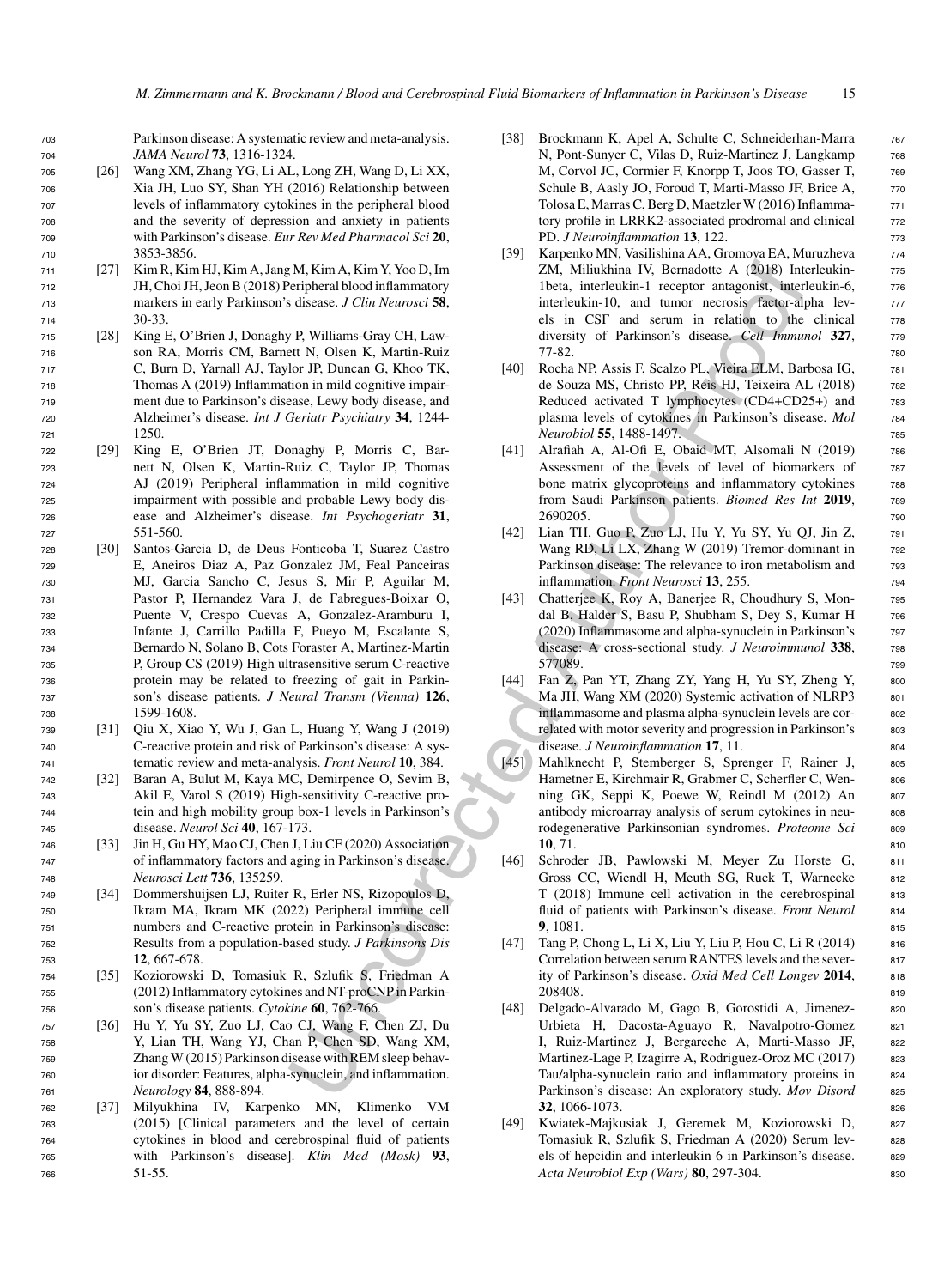Parkinson disease: A systematic review and meta-analysis. *JAMA Neurol* **73**, 1316-1324.

[26] Wang XM, Zhang YG, Li AL, Long ZH, Wang D, Li XX, Xia JH, Luo SY, Shan YH (2016) Relationship between levels of inflammatory cytokines in the peripheral blood and the severity of depression and anxiety in patients with Parkinson's disease. *Eur Rev Med Pharmacol Sci* **20**, 3853-3856.

[27] Kim R, Kim HJ, Kim A, Jang M, Kim A, Kim Y, Yoo D, Im JH, Choi JH, Jeon B (2018) Peripheral blood inflammatory markers in early Parkinson's disease. *J Clin Neurosci* **58**, 30-33.

[28] King E, O'Brien J, Donaghy P, Williams-Gray CH, Lawson RA, Morris CM, Barnett N, Olsen K, Martin-Ruiz C, Burn D, Yarnall AJ, Taylor JP, Duncan G, Khoo TK, Thomas A (2019) Inflammation in mild cognitive impairment due to Parkinson's disease, Lewy body disease, and Alzheimer's disease. *Int J Geriatr Psychiatry* **34**, 1244-1250.

[29] King E, O'Brien JT, Donaghy P, Morris C, Barnett N, Olsen K, Martin-Ruiz C, Taylor JP, Thomas AJ (2019) Peripheral inflammation in mild cognitive impairment with possible and probable Lewy body disease and Alzheimer's disease. *Int Psychogeriatr* **31**, 551-560.

[30] Santos-Garcia D, de Deus Fonticoba T, Suarez Castro E, Aneiros Diaz A, Paz Gonzalez JM, Feal Panceiras MJ, Garcia Sancho C, Jesus S, Mir P, Aguilar M, Pastor P, Hernandez Vara J, de Fabregues-Boixar O, Puente V, Crespo Cuevas A, Gonzalez-Aramburu I, Infante J, Carrillo Padilla F, Pueyo M, Escalante S, Bernardo N, Solano B, Cots Foraster A, Martinez-Martin P, Group CS (2019) High ultrasensitive serum C-reactive protein may be related to freezing of gait in Parkinson's disease patients. *J Neural Transm (Vienna)* **126**, 1599-1608.

[31] Qiu X, Xiao Y, Wu J, Gan L, Huang Y, Wang J (2019) C-reactive protein and risk of Parkinson's disease: A systematic review and meta-analysis. *Front Neurol* **10**, 384.

[32] Baran A, Bulut M, Kaya MC, Demirpence O, Sevim B, Akil E, Varol S (2019) High-sensitivity C-reactive protein and high mobility group box-1 levels in Parkinson's disease. *Neurol Sci* **40**, 167-173.

[33] Jin H, Gu HY, Mao CJ, Chen J, Liu CF (2020) Association of inflammatory factors and aging in Parkinson's disease. *Neurosci Lett* **736**, 135259.

[34] Dommershuijsen LJ, Ruiter R, Erler NS, Rizopoulos D, Ikram MA, Ikram MK (2022) Peripheral immune cell numbers and C-reactive protein in Parkinson's disease: Results from a population-based study. *J Parkinsons Dis* **12**, 667-678.

[35] Koziorowski D, Tomasiuk R, Szlufik S, Friedman A (2012) Inflammatory cytokines and NT-proCNP in Parkinson's disease patients. *Cytokine* **60**, 762-766.

[36] Hu Y, Yu SY, Zuo LJ, Cao CJ, Wang F, Chen ZJ, Du Y, Lian TH, Wang YJ, Chan P, Chen SD, Wang XM, Zhang W (2015) Parkinson disease with REM sleep behavior disorder: Features, alpha-synuclein, and inflammation. *Neurology* **84**, 888-894.

[37] Milyukhina IV, Karpenko MN, Klimenko VM (2015) [Clinical parameters and the level of certain cytokines in blood and cerebrospinal fluid of patients with Parkinson's disease]. *Klin Med (Mosk)* **93**, 51-55.

[38] Brockmann K, Apel A, Schulte C, Schneiderhan-Marra N, Pont-Sunyer C, Vilas D, Ruiz-Martinez J, Langkamp M, Corvol JC, Cormier F, Knorpp T, Joos TO, Gasser T, Schule B, Aasly JO, Foroud T, Marti-Masso JF, Brice A, Tolosa E, Marras C, Berg D, Maetzler W (2016) Inflammatory profile in LRRK2-associated prodromal and clinical PD. *J Neuroinflammation* **13**, 122.

[39] Karpenko MN, Vasilishina AA, Gromova EA, Muruzheva ZM, Miliukhina IV, Bernadotte A (2018) Interleukin-1beta, interleukin-1 receptor antagonist, interleukin-6, interleukin-10, and tumor necrosis factor-alpha levels in CSF and serum in relation to the clinical diversity of Parkinson's disease. *Cell Immunol* **327**, 77-82.

[40] Rocha NP, Assis F, Scalzo PL, Vieira ELM, Barbosa IG, de Souza MS, Christo PP, Reis HJ, Teixeira AL (2018) Reduced activated T lymphocytes (CD4+CD25+) and plasma levels of cytokines in Parkinson's disease. *Mol Neurobiol* **55**, 1488-1497.

[41] Alrafiah A, Al-Ofi E, Obaid MT, Alsomali N (2019) Assessment of the levels of level of biomarkers of bone matrix glycoproteins and inflammatory cytokines from Saudi Parkinson patients. *Biomed Res Int* **2019**, 2690205.

[42] Lian TH, Guo P, Zuo LJ, Hu Y, Yu SY, Yu QJ, Jin Z, Wang RD, Li LX, Zhang W (2019) Tremor-dominant in Parkinson disease: The relevance to iron metabolism and inflammation. *Front Neurosci* **13**, 255.

[43] Chatterjee K, Roy A, Banerjee R, Choudhury S, Mondal B, Halder S, Basu P, Shubham S, Dey S, Kumar H (2020) Inflammasome and alpha-synuclein in Parkinson's disease: A cross-sectional study. *J Neuroimmunol* **338**, 577089.

[44] Fan Z, Pan YT, Zhang ZY, Yang H, Yu SY, Zheng Y, Ma JH, Wang XM (2020) Systemic activation of NLRP3 inflammasome and plasma alpha-synuclein levels are correlated with motor severity and progression in Parkinson's disease. *J Neuroinflammation* **17**, 11.

[45] Mahlknecht P, Stemberger S, Sprenger F, Rainer J, Hametner E, Kirchmair R, Grabmer C, Scherfler C, Wenning GK, Seppi K, Poewe W, Reindl M (2012) An antibody microarray analysis of serum cytokines in neurodegenerative Parkinsonian syndromes. *Proteome Sci* **10**, 71.

[46] Schroder JB, Pawlowski M, Meyer Zu Horste G, Gross CC, Wiendl H, Meuth SG, Ruck T, Warnecke T (2018) Immune cell activation in the cerebrospinal fluid of patients with Parkinson's disease. *Front Neurol* **9**, 1081.

[47] Tang P, Chong L, Li X, Liu Y, Liu P, Hou C, Li R (2014) Correlation between serum RANTES levels and the severity of Parkinson's disease. *Oxid Med Cell Longev* **2014**, 208408.

[48] Delgado-Alvarado M, Gago B, Gorostidi A, Jimenez-Urbieta H, Dacosta-Aguayo R, Navalpotro-Gomez I, Ruiz-Martinez J, Bergareche A, Marti-Masso JF, Martinez-Lage P, Izagirre A, Rodriguez-Oroz MC (2017) Tau/alpha-synuclein ratio and inflammatory proteins in Parkinson's disease: An exploratory study. *Mov Disord* **32**, 1066-1073.

[49] Kwiatek-Majkusiak J, Geremek M, Koziorowski D, Tomasiuk R, Szlufik S, Friedman A (2020) Serum levels of hepcidin and interleukin 6 in Parkinson's disease. *Acta Neurobiol Exp (Wars)* **80**, 297-304.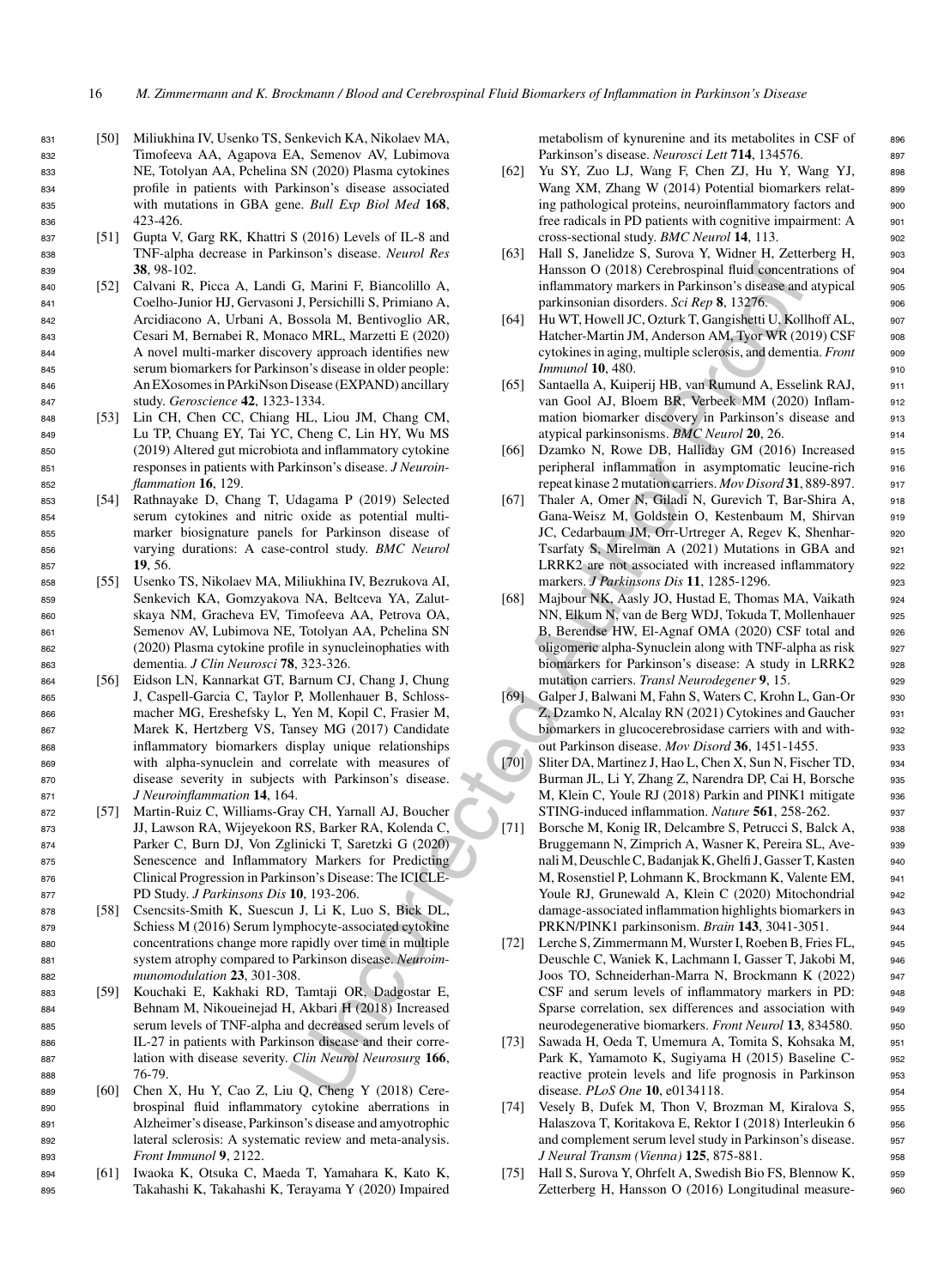[50] Miliukhina IV, Usenko TS, Senkevich KA, Nikolaev MA, Timofeeva AA, Agapova EA, Semenov AV, Lubimova NE, Totolyan AA, Pchelina SN (2020) Plasma cytokines profile in patients with Parkinson's disease associated with mutations in GBA gene. *Bull Exp Biol Med* **168**, 423-426.

[51] Gupta V, Garg RK, Khattri S (2016) Levels of IL-8 and TNF-alpha decrease in Parkinson's disease. *Neurol Res* **38**, 98-102.

[52] Calvani R, Picca A, Landi G, Marini F, Biancolillo A, Coelho-Junior HJ, Gervasoni J, Persichilli S, Primiano A, Arcidiacono A, Urbani A, Bossola M, Bentivoglio AR, Cesari M, Bernabei R, Monaco MRL, Marzetti E (2020) A novel multi-marker discovery approach identifies new serum biomarkers for Parkinson's disease in older people: An EXosomes in PArkiNson Disease (EXPAND) ancillary study. *Geroscience* **42**, 1323-1334.

[53] Lin CH, Chen CC, Chiang HL, Liou JM, Chang CM, Lu TP, Chuang EY, Tai YC, Cheng C, Lin HY, Wu MS (2019) Altered gut microbiota and inflammatory cytokine responses in patients with Parkinson's disease. *J Neuroinflammation* **16**, 129.

[54] Rathnayake D, Chang T, Udagama P (2019) Selected serum cytokines and nitric oxide as potential multi-marker biosignature panels for Parkinson disease of varying durations: A case-control study. *BMC Neurol* **19**, 56.

[55] Usenko TS, Nikolaev MA, Miliukhina IV, Bezrukova AI, Senkevich KA, Gomzyakova NA, Beltceva YA, Zalutskaya NM, Gracheva EV, Timofeeva AA, Petrova OA, Semenov AV, Lubimova NE, Totolyan AA, Pchelina SN (2020) Plasma cytokine profile in synucleinophaties with dementia. *J Clin Neurosci* **78**, 323-326.

[56] Eidson LN, Kannarkat GT, Barnum CJ, Chang J, Chung J, Caspell-Garcia C, Taylor P, Mollenhauer B, Schlossmacher MG, Ereshefsky L, Yen M, Kopil C, Frasier M, Marek K, Hertzberg VS, Tansey MG (2017) Candidate inflammatory biomarkers display unique relationships with alpha-synuclein and correlate with measures of disease severity in subjects with Parkinson's disease. *J Neuroinflammation* **14**, 164.

[57] Martin-Ruiz C, Williams-Gray CH, Yarnall AJ, Boucher JJ, Lawson RA, Wijeyekoon RS, Barker RA, Kolenda C, Parker C, Burn DJ, Von Zglinicki T, Saretzki G (2020) Senescence and Inflammatory Markers for Predicting Clinical Progression in Parkinson's Disease: The ICICLE-PD Study. *J Parkinsons Dis* **10**, 193-206.

[58] Csencsits-Smith K, Suescun J, Li K, Luo S, Bick DL, Schiess M (2016) Serum lymphocyte-associated cytokine concentrations change more rapidly over time in multiple system atrophy compared to Parkinson disease. *Neuroimmunomodulation* **23**, 301-308.

[59] Kouchaki E, Kakhaki RD, Tamtaji OR, Dadgostar E, Behnam M, Nikoueinejad H, Akbari H (2018) Increased serum levels of TNF-alpha and decreased serum levels of IL-27 in patients with Parkinson disease and their correlation with disease severity. *Clin Neurol Neurosurg* **166**, 76-79.

[60] Chen X, Hu Y, Cao Z, Liu Q, Cheng Y (2018) Cerebrospinal fluid inflammatory cytokine aberrations in Alzheimer's disease, Parkinson's disease and amyotrophic lateral sclerosis: A systematic review and meta-analysis. *Front Immunol* **9**, 2122.

[61] Iwaoka K, Otsuka C, Maeda T, Yamahara K, Kato K, Takahashi K, Takahashi K, Terayama Y (2020) Impaired metabolism of kynurenine and its metabolites in CSF of Parkinson's disease. *Neurosci Lett* **714**, 134576.

[62] Yu SY, Zuo LJ, Wang F, Chen ZJ, Hu Y, Wang YJ, Wang XM, Zhang W (2014) Potential biomarkers relating pathological proteins, neuroinflammatory factors and free radicals in PD patients with cognitive impairment: A cross-sectional study. *BMC Neurol* **14**, 113.

[63] Hall S, Janelidze S, Surova Y, Widner H, Zetterberg H, Hansson O (2018) Cerebrospinal fluid concentrations of inflammatory markers in Parkinson's disease and atypical parkinsonian disorders. *Sci Rep* **8**, 13276.

[64] Hu WT, Howell JC, Ozturk T, Gangishetti U, Kollhoff AL, Hatcher-Martin JM, Anderson AM, Tyor WR (2019) CSF cytokines in aging, multiple sclerosis, and dementia. *Front Immunol* **10**, 480.

[65] Santaella A, Kuiperij HB, van Rumund A, Esselink RAJ, van Gool AJ, Bloem BR, Verbeek MM (2020) Inflammation biomarker discovery in Parkinson's disease and atypical parkinsonisms. *BMC Neurol* **20**, 26.

[66] Dzamko N, Rowe DB, Halliday GM (2016) Increased peripheral inflammation in asymptomatic leucine-rich repeat kinase 2 mutation carriers. *Mov Disord* **31**, 889-897.

[67] Thaler A, Omer N, Giladi N, Gurevich T, Bar-Shira A, Gana-Weisz M, Goldstein O, Kestenbaum M, Shirvan JC, Cedarbaum JM, Orr-Urtreger A, Regev K, Shenhar-Tsarfaty S, Mirelman A (2021) Mutations in GBA and LRRK2 are not associated with increased inflammatory markers. *J Parkinsons Dis* **11**, 1285-1296.

[68] Majbour NK, Aasly JO, Hustad E, Thomas MA, Vaikath NN, Elkum N, van de Berg WDJ, Tokuda T, Mollenhauer B, Berendse HW, El-Agnaf OMA (2020) CSF total and oligomeric alpha-Synuclein along with TNF-alpha as risk biomarkers for Parkinson's disease: A study in LRRK2 mutation carriers. *Transl Neurodegener* **9**, 15.

[69] Galper J, Balwani M, Fahn S, Waters C, Krohn L, Gan-Or Z, Dzamko N, Alcalay RN (2021) Cytokines and Gaucher biomarkers in glucocerebrosidase carriers with and without Parkinson disease. *Mov Disord* **36**, 1451-1455.

[70] Sliter DA, Martinez J, Hao L, Chen X, Sun N, Fischer TD, Burman JL, Li Y, Zhang Z, Narendra DP, Cai H, Borsche M, Klein C, Youle RJ (2018) Parkin and PINK1 mitigate STING-induced inflammation. *Nature* **561**, 258-262.

[71] Borsche M, Konig IR, Delcambre S, Petrucci S, Balck A, Bruggemann N, Zimprich A, Wasner K, Pereira SL, Avenali M, Deuschle C, Badanjak K, Ghelfi J, Gasser T, Kasten M, Rosenstiel P, Lohmann K, Brockmann K, Valente EM, Youle RJ, Grunewald A, Klein C (2020) Mitochondrial damage-associated inflammation highlights biomarkers in PRKN/PINK1 parkinsonism. *Brain* **143**, 3041-3051.

[72] Lerche S, Zimmermann M, Wurster I, Roeben B, Fries FL, Deuschle C, Waniek K, Lachmann I, Gasser T, Jakobi M, Joos TO, Schneiderhan-Marra N, Brockmann K (2022) CSF and serum levels of inflammatory markers in PD: Sparse correlation, sex differences and association with neurodegenerative biomarkers. *Front Neurol* **13**, 834580.

[73] Sawada H, Oeda T, Umemura A, Tomita S, Kohsaka M, Park K, Yamamoto K, Sugiyama H (2015) Baseline C-reactive protein levels and life prognosis in Parkinson disease. *PLoS One* **10**, e0134118.

[74] Vesely B, Dufek M, Thon V, Brozman M, Kiralova S, Halaszova T, Koritakova E, Rektor I (2018) Interleukin 6 and complement serum level study in Parkinson's disease. *J Neural Transm (Vienna)* **125**, 875-881.

[75] Hall S, Surova Y, Ohrfelt A, Swedish Bio FS, Blennow K, Zetterberg H, Hansson O (2016) Longitudinal measure-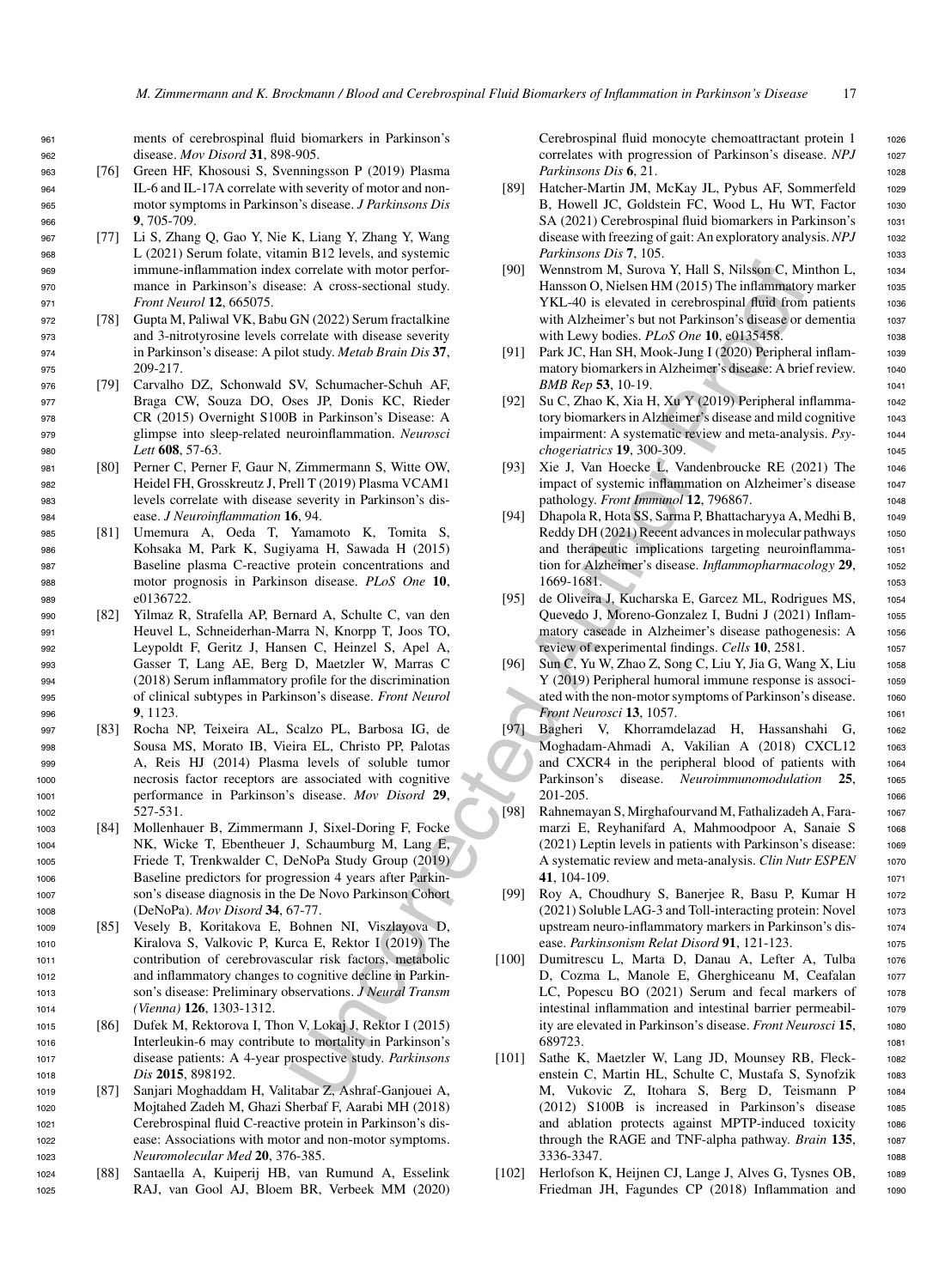ments of cerebrospinal fluid biomarkers in Parkinson's disease. *Mov Disord* **31**, 898-905.

[76] Green HF, Khosousi S, Svenningsson P (2019) Plasma IL-6 and IL-17A correlate with severity of motor and non-motor symptoms in Parkinson's disease. *J Parkinsons Dis* **9**, 705-709.

[77] Li S, Zhang Q, Gao Y, Nie K, Liang Y, Zhang Y, Wang L (2021) Serum folate, vitamin B12 levels, and systemic immune-inflammation index correlate with motor performance in Parkinson's disease: A cross-sectional study. *Front Neurol* **12**, 665075.

[78] Gupta M, Paliwal VK, Babu GN (2022) Serum fractalkine and 3-nitrotyrosine levels correlate with disease severity in Parkinson's disease: A pilot study. *Metab Brain Dis* **37**, 209-217.

[79] Carvalho DZ, Schonwald SV, Schumacher-Schuh AF, Braga CW, Souza DO, Oses JP, Donis KC, Rieder CR (2015) Overnight S100B in Parkinson's Disease: A glimpse into sleep-related neuroinflammation. *Neurosci Lett* **608**, 57-63.

[80] Perner C, Perner F, Gaur N, Zimmermann S, Witte OW, Heidel FH, Grosskreutz J, Prell T (2019) Plasma VCAM1 levels correlate with disease severity in Parkinson's disease. *J Neuroinflammation* **16**, 94.

[81] Umemura A, Oeda T, Yamamoto K, Tomita S, Kohsaka M, Park K, Sugiyama H, Sawada H (2015) Baseline plasma C-reactive protein concentrations and motor prognosis in Parkinson disease. *PLoS One* **10**, e0136722.

[82] Yilmaz R, Strafella AP, Bernard A, Schulte C, van den Heuvel L, Schneiderhan-Marra N, Knorpp T, Joos TO, Leypoldt F, Geritz J, Hansen C, Heinzel S, Apel A, Gasser T, Lang AE, Berg D, Maetzler W, Marras C (2018) Serum inflammatory profile for the discrimination of clinical subtypes in Parkinson's disease. *Front Neurol* **9**, 1123.

[83] Rocha NP, Teixeira AL, Scalzo PL, Barbosa IG, de Sousa MS, Morato IB, Vieira EL, Christo PP, Palotas A, Reis HJ (2014) Plasma levels of soluble tumor necrosis factor receptors are associated with cognitive performance in Parkinson's disease. *Mov Disord* **29**, 527-531.

[84] Mollenhauer B, Zimmermann J, Sixel-Doring F, Focke NK, Wicke T, Ebentheuer J, Schaumburg M, Lang E, Friede T, Trenkwalder C, DeNoPa Study Group (2019) Baseline predictors for progression 4 years after Parkinson's disease diagnosis in the De Novo Parkinson Cohort (DeNoPa). *Mov Disord* **34**, 67-77.

[85] Vesely B, Koritakova E, Bohnen NI, Viszlayova D, Kiralova S, Valkovic P, Kurca E, Rektor I (2019) The contribution of cerebrovascular risk factors, metabolic and inflammatory changes to cognitive decline in Parkinson's disease: Preliminary observations. *J Neural Transm (Vienna)* **126**, 1303-1312.

[86] Dufek M, Rektorova I, Thon V, Lokaj J, Rektor I (2015) Interleukin-6 may contribute to mortality in Parkinson's disease patients: A 4-year prospective study. *Parkinsons Dis* **2015**, 898192.

[87] Sanjari Moghaddam H, Valitabar Z, Ashraf-Ganjouei A, Mojtahed Zadeh M, Ghazi Sherbaf F, Aarabi MH (2018) Cerebrospinal fluid C-reactive protein in Parkinson's disease: Associations with motor and non-motor symptoms. *Neuromolecular Med* **20**, 376-385.

[88] Santaella A, Kuiperij HB, van Rumund A, Esselink RAJ, van Gool AJ, Bloem BR, Verbeek MM (2020) Cerebrospinal fluid monocyte chemoattractant protein 1 correlates with progression of Parkinson's disease. *NPJ Parkinsons Dis* **6**, 21.

[89] Hatcher-Martin JM, McKay JL, Pybus AF, Sommerfeld B, Howell JC, Goldstein FC, Wood L, Hu WT, Factor SA (2021) Cerebrospinal fluid biomarkers in Parkinson's disease with freezing of gait: An exploratory analysis. *NPJ Parkinsons Dis* **7**, 105.

[90] Wennstrom M, Surova Y, Hall S, Nilsson C, Minthon L, Hansson O, Nielsen HM (2015) The inflammatory marker YKL-40 is elevated in cerebrospinal fluid from patients with Alzheimer's but not Parkinson's disease or dementia with Lewy bodies. *PLoS One* **10**, e0135458.

[91] Park JC, Han SH, Mook-Jung I (2020) Peripheral inflammatory biomarkers in Alzheimer's disease: A brief review. *BMB Rep* **53**, 10-19.

[92] Su C, Zhao K, Xia H, Xu Y (2019) Peripheral inflammatory biomarkers in Alzheimer's disease and mild cognitive impairment: A systematic review and meta-analysis. *Psychogeriatrics* **19**, 300-309.

[93] Xie J, Van Hoecke L, Vandenbroucke RE (2021) The impact of systemic inflammation on Alzheimer's disease pathology. *Front Immunol* **12**, 796867.

[94] Dhapola R, Hota SS, Sarma P, Bhattacharyya A, Medhi B, Reddy DH (2021) Recent advances in molecular pathways and therapeutic implications targeting neuroinflammation for Alzheimer's disease. *Inflammopharmacology* **29**, 1669-1681.

[95] de Oliveira J, Kucharska E, Garcez ML, Rodrigues MS, Quevedo J, Moreno-Gonzalez I, Budni J (2021) Inflammatory cascade in Alzheimer's disease pathogenesis: A review of experimental findings. *Cells* **10**, 2581.

[96] Sun C, Yu W, Zhao Z, Song C, Liu Y, Jia G, Wang X, Liu Y (2019) Peripheral humoral immune response is associated with the non-motor symptoms of Parkinson's disease. *Front Neurosci* **13**, 1057.

[97] Bagheri V, Khorramdelazad H, Hassanshahi G, Moghadam-Ahmadi A, Vakilian A (2018) CXCL12 and CXCR4 in the peripheral blood of patients with Parkinson's disease. *Neuroimmunomodulation* **25**, 201-205.

[98] Rahnemayan S, Mirghafourvand M, Fathalizadeh A, Faramarzi E, Reyhanifard A, Mahmoodpoor A, Sanaie S (2021) Leptin levels in patients with Parkinson's disease: A systematic review and meta-analysis. *Clin Nutr ESPEN* **41**, 104-109.

[99] Roy A, Choudhury S, Banerjee R, Basu P, Kumar H (2021) Soluble LAG-3 and Toll-interacting protein: Novel upstream neuro-inflammatory markers in Parkinson's disease. *Parkinsonism Relat Disord* **91**, 121-123.

[100] Dumitrescu L, Marta D, Danau A, Lefter A, Tulba D, Cozma L, Manole E, Gherghiceanu M, Ceafalan LC, Popescu BO (2021) Serum and fecal markers of intestinal inflammation and intestinal barrier permeability are elevated in Parkinson's disease. *Front Neurosci* **15**, 689723.

[101] Sathe K, Maetzler W, Lang JD, Mounsey RB, Fleckenstein C, Martin HL, Schulte C, Mustafa S, Synofzik M, Vukovic Z, Itohara S, Berg D, Teismann P (2012) S100B is increased in Parkinson's disease and ablation protects against MPTP-induced toxicity through the RAGE and TNF-alpha pathway. *Brain* **135**, 3336-3347.

[102] Herlofson K, Heijnen CJ, Lange J, Alves G, Tysnes OB, Friedman JH, Fagundes CP (2018) Inflammation and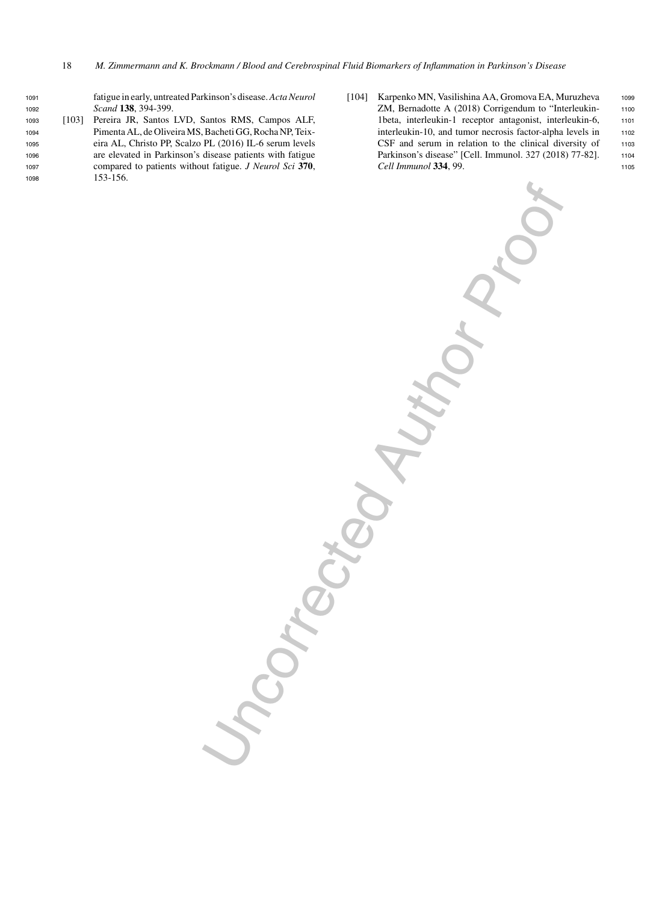fatigue in early, untreated Parkinson's disease. *Acta Neurol Scand* **138**, 394-399.

[103] Pereira JR, Santos LVD, Santos RMS, Campos ALF, Pimenta AL, de Oliveira MS, Bacheti GG, Rocha NP, Teixeira AL, Christo PP, Scalzo PL (2016) IL-6 serum levels are elevated in Parkinson's disease patients with fatigue compared to patients without fatigue. *J Neurol Sci* **370**, 153-156.

[104] Karpenko MN, Vasilishina AA, Gromova EA, Muruzheva ZM, Bernadotte A (2018) Corrigendum to "Interleukin-1beta, interleukin-1 receptor antagonist, interleukin-6, interleukin-10, and tumor necrosis factor-alpha levels in CSF and serum in relation to the clinical diversity of Parkinson's disease" [Cell. Immunol. 327 (2018) 77-82]. *Cell Immunol* **334**, 99.